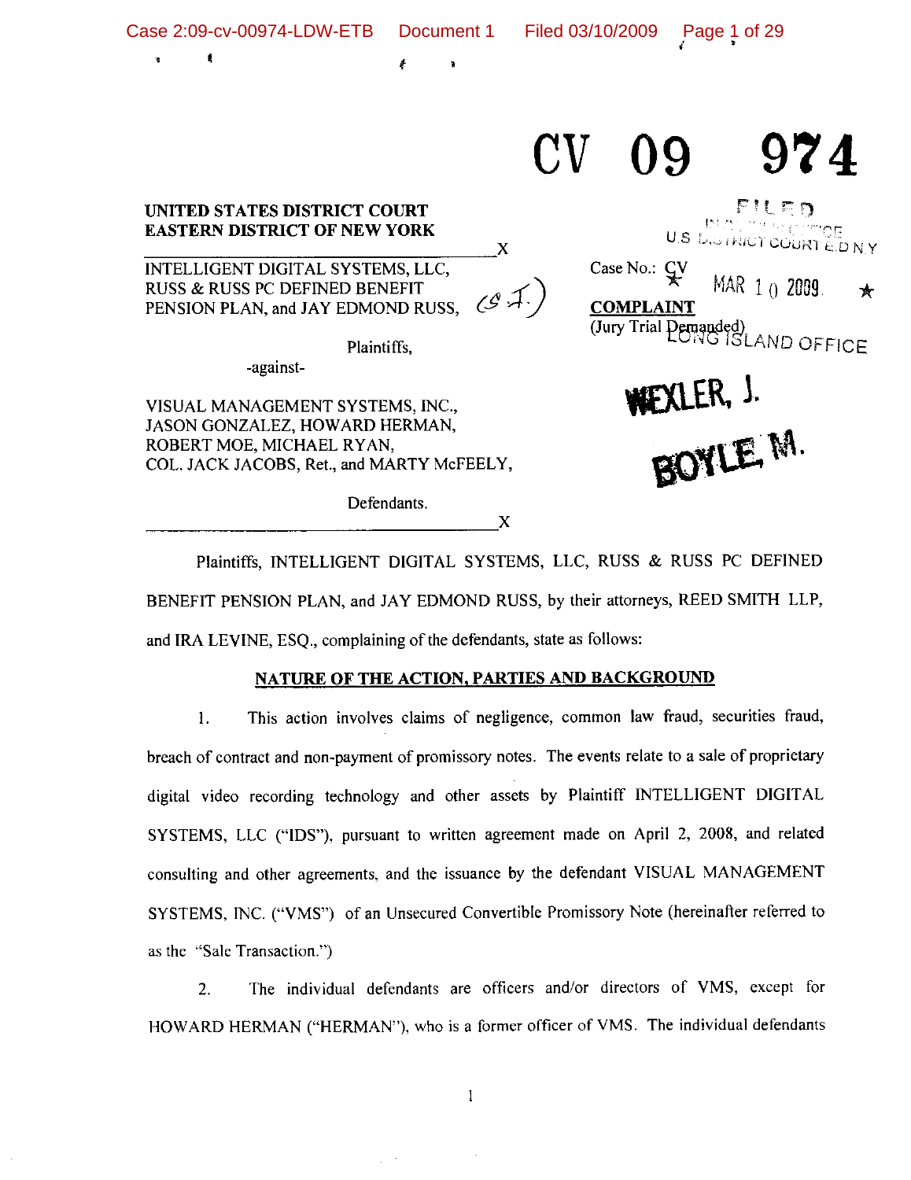CV 09 974

UNITED STATES DISTRICT COURT
EASTERN DISTRICT OF NEW YORK

FILED
U.S. DISTRICT COURT E.D.N.Y.
★ MAR 10 2009 ★
LONG ISLAND OFFICE

INTELLIGENT DIGITAL SYSTEMS, LLC, RUSS & RUSS PC DEFINED BENEFIT PENSION PLAN, and JAY EDMOND RUSS,

Plaintiffs,

-against-

VISUAL MANAGEMENT SYSTEMS, INC., JASON GONZALEZ, HOWARD HERMAN, ROBERT MOE, MICHAEL RYAN, COL. JACK JACOBS, Ret., and MARTY McFEELY,

Defendants.

Case No.: CV

**COMPLAINT**
(Jury Trial Demanded)

WEXLER, J.

BOYLE, M.

Plaintiffs, INTELLIGENT DIGITAL SYSTEMS, LLC, RUSS & RUSS PC DEFINED BENEFIT PENSION PLAN, and JAY EDMOND RUSS, by their attorneys, REED SMITH LLP, and IRA LEVINE, ESQ., complaining of the defendants, state as follows:

## NATURE OF THE ACTION, PARTIES AND BACKGROUND

1. This action involves claims of negligence, common law fraud, securities fraud, breach of contract and non-payment of promissory notes. The events relate to a sale of proprietary digital video recording technology and other assets by Plaintiff INTELLIGENT DIGITAL SYSTEMS, LLC ("IDS"), pursuant to written agreement made on April 2, 2008, and related consulting and other agreements, and the issuance by the defendant VISUAL MANAGEMENT SYSTEMS, INC. ("VMS") of an Unsecured Convertible Promissory Note (hereinafter referred to as the "Sale Transaction.")

2. The individual defendants are officers and/or directors of VMS, except for HOWARD HERMAN ("HERMAN"), who is a former officer of VMS. The individual defendants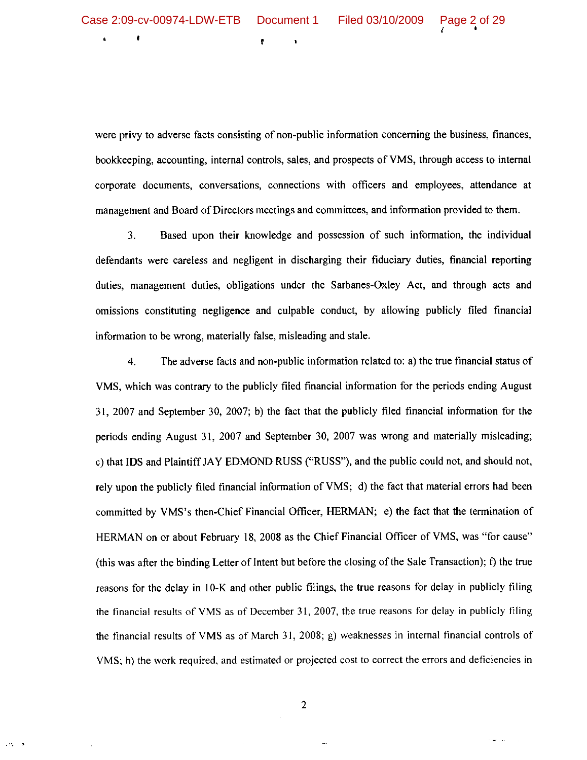were privy to adverse facts consisting of non-public information concerning the business, finances, bookkeeping, accounting, internal controls, sales, and prospects of VMS, through access to internal corporate documents, conversations, connections with officers and employees, attendance at management and Board of Directors meetings and committees, and information provided to them.

3. Based upon their knowledge and possession of such information, the individual defendants were careless and negligent in discharging their fiduciary duties, financial reporting duties, management duties, obligations under the Sarbanes-Oxley Act, and through acts and omissions constituting negligence and culpable conduct, by allowing publicly filed financial information to be wrong, materially false, misleading and stale.

4. The adverse facts and non-public information related to: a) the true financial status of VMS, which was contrary to the publicly filed financial information for the periods ending August 31, 2007 and September 30, 2007; b) the fact that the publicly filed financial information for the periods ending August 31, 2007 and September 30, 2007 was wrong and materially misleading; c) that IDS and Plaintiff JAY EDMOND RUSS ("RUSS"), and the public could not, and should not, rely upon the publicly filed financial information of VMS; d) the fact that material errors had been committed by VMS's then-Chief Financial Officer, HERMAN; e) the fact that the termination of HERMAN on or about February 18, 2008 as the Chief Financial Officer of VMS, was "for cause" (this was after the binding Letter of Intent but before the closing of the Sale Transaction); f) the true reasons for the delay in 10-K and other public filings, the true reasons for delay in publicly filing the financial results of VMS as of December 31, 2007, the true reasons for delay in publicly filing the financial results of VMS as of March 31, 2008; g) weaknesses in internal financial controls of VMS; h) the work required, and estimated or projected cost to correct the errors and deficiencies in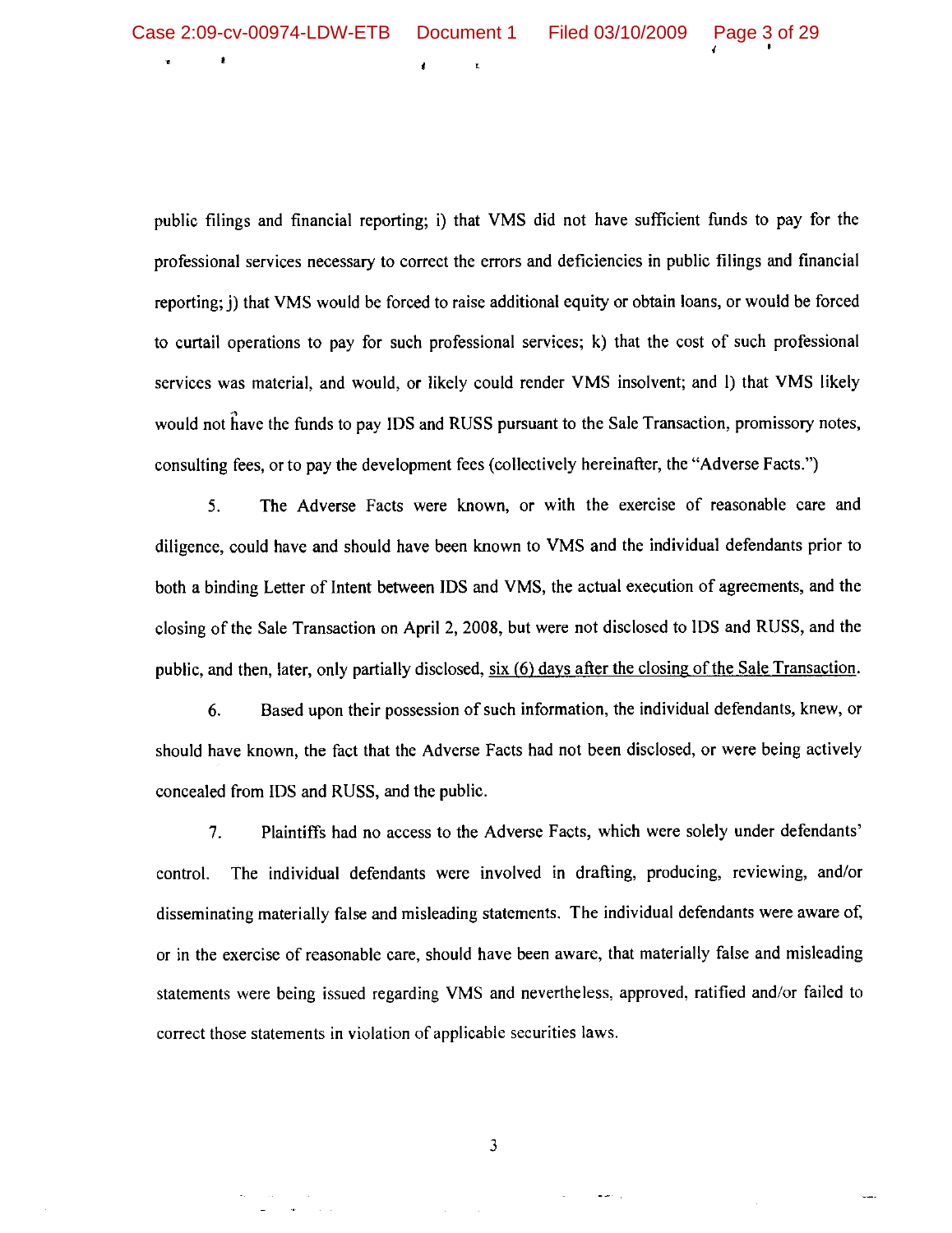public filings and financial reporting; i) that VMS did not have sufficient funds to pay for the professional services necessary to correct the errors and deficiencies in public filings and financial reporting; j) that VMS would be forced to raise additional equity or obtain loans, or would be forced to curtail operations to pay for such professional services; k) that the cost of such professional services was material, and would, or likely could render VMS insolvent; and l) that VMS likely would not have the funds to pay IDS and RUSS pursuant to the Sale Transaction, promissory notes, consulting fees, or to pay the development fees (collectively hereinafter, the "Adverse Facts.")

5. The Adverse Facts were known, or with the exercise of reasonable care and diligence, could have and should have been known to VMS and the individual defendants prior to both a binding Letter of Intent between IDS and VMS, the actual execution of agreements, and the closing of the Sale Transaction on April 2, 2008, but were not disclosed to IDS and RUSS, and the public, and then, later, only partially disclosed, <u>six (6) days after the closing of the Sale Transaction</u>.

6. Based upon their possession of such information, the individual defendants, knew, or should have known, the fact that the Adverse Facts had not been disclosed, or were being actively concealed from IDS and RUSS, and the public.

7. Plaintiffs had no access to the Adverse Facts, which were solely under defendants' control. The individual defendants were involved in drafting, producing, reviewing, and/or disseminating materially false and misleading statements. The individual defendants were aware of, or in the exercise of reasonable care, should have been aware, that materially false and misleading statements were being issued regarding VMS and nevertheless, approved, ratified and/or failed to correct those statements in violation of applicable securities laws.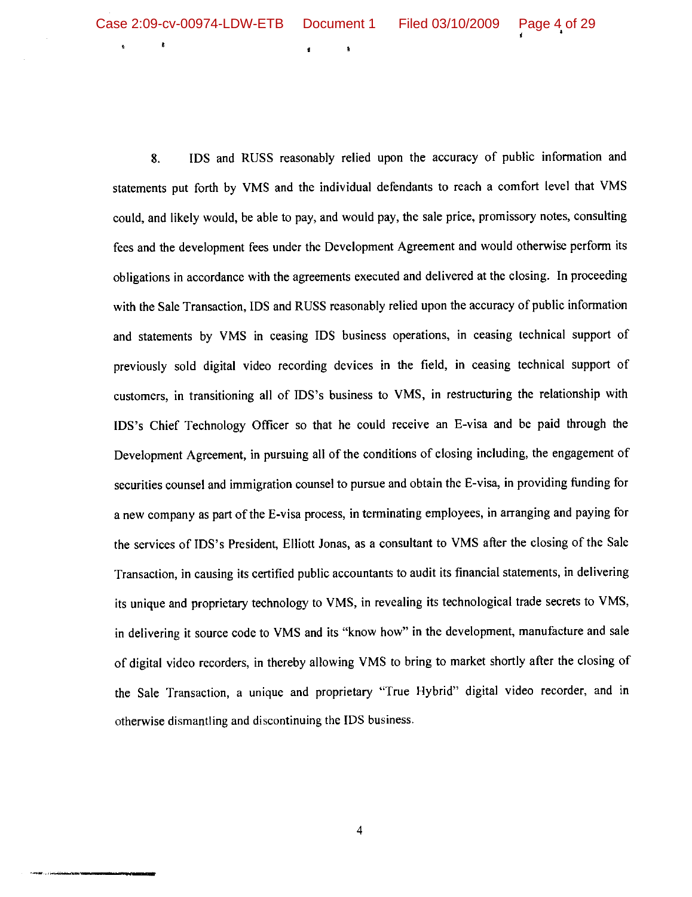8. IDS and RUSS reasonably relied upon the accuracy of public information and statements put forth by VMS and the individual defendants to reach a comfort level that VMS could, and likely would, be able to pay, and would pay, the sale price, promissory notes, consulting fees and the development fees under the Development Agreement and would otherwise perform its obligations in accordance with the agreements executed and delivered at the closing. In proceeding with the Sale Transaction, IDS and RUSS reasonably relied upon the accuracy of public information and statements by VMS in ceasing IDS business operations, in ceasing technical support of previously sold digital video recording devices in the field, in ceasing technical support of customers, in transitioning all of IDS's business to VMS, in restructuring the relationship with IDS's Chief Technology Officer so that he could receive an E-visa and be paid through the Development Agreement, in pursuing all of the conditions of closing including, the engagement of securities counsel and immigration counsel to pursue and obtain the E-visa, in providing funding for a new company as part of the E-visa process, in terminating employees, in arranging and paying for the services of IDS's President, Elliott Jonas, as a consultant to VMS after the closing of the Sale Transaction, in causing its certified public accountants to audit its financial statements, in delivering its unique and proprietary technology to VMS, in revealing its technological trade secrets to VMS, in delivering it source code to VMS and its "know how" in the development, manufacture and sale of digital video recorders, in thereby allowing VMS to bring to market shortly after the closing of the Sale Transaction, a unique and proprietary "True Hybrid" digital video recorder, and in otherwise dismantling and discontinuing the IDS business.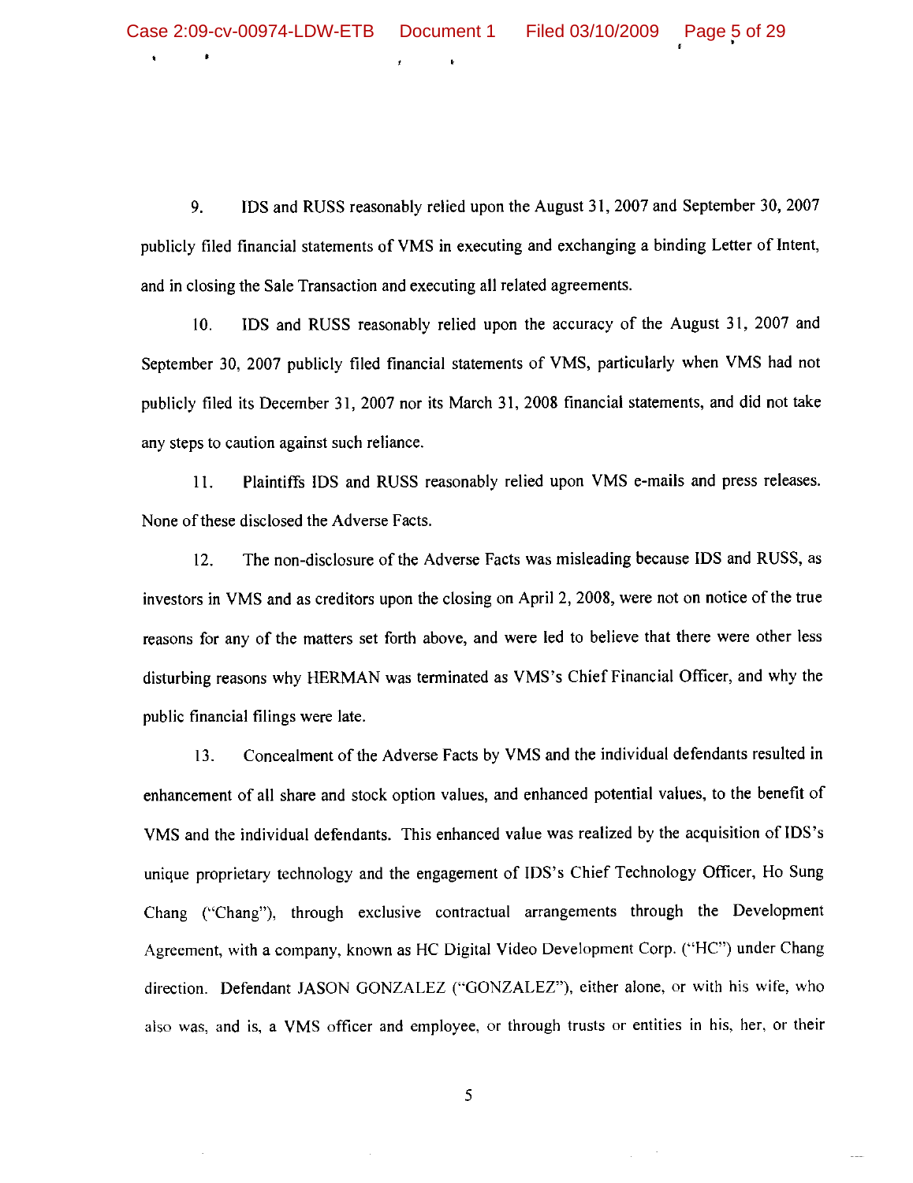9. IDS and RUSS reasonably relied upon the August 31, 2007 and September 30, 2007 publicly filed financial statements of VMS in executing and exchanging a binding Letter of Intent, and in closing the Sale Transaction and executing all related agreements.

10. IDS and RUSS reasonably relied upon the accuracy of the August 31, 2007 and September 30, 2007 publicly filed financial statements of VMS, particularly when VMS had not publicly filed its December 31, 2007 nor its March 31, 2008 financial statements, and did not take any steps to caution against such reliance.

11. Plaintiffs IDS and RUSS reasonably relied upon VMS e-mails and press releases. None of these disclosed the Adverse Facts.

12. The non-disclosure of the Adverse Facts was misleading because IDS and RUSS, as investors in VMS and as creditors upon the closing on April 2, 2008, were not on notice of the true reasons for any of the matters set forth above, and were led to believe that there were other less disturbing reasons why HERMAN was terminated as VMS's Chief Financial Officer, and why the public financial filings were late.

13. Concealment of the Adverse Facts by VMS and the individual defendants resulted in enhancement of all share and stock option values, and enhanced potential values, to the benefit of VMS and the individual defendants. This enhanced value was realized by the acquisition of IDS's unique proprietary technology and the engagement of IDS's Chief Technology Officer, Ho Sung Chang ("Chang"), through exclusive contractual arrangements through the Development Agreement, with a company, known as HC Digital Video Development Corp. ("HC") under Chang direction. Defendant JASON GONZALEZ ("GONZALEZ"), either alone, or with his wife, who also was, and is, a VMS officer and employee, or through trusts or entities in his, her, or their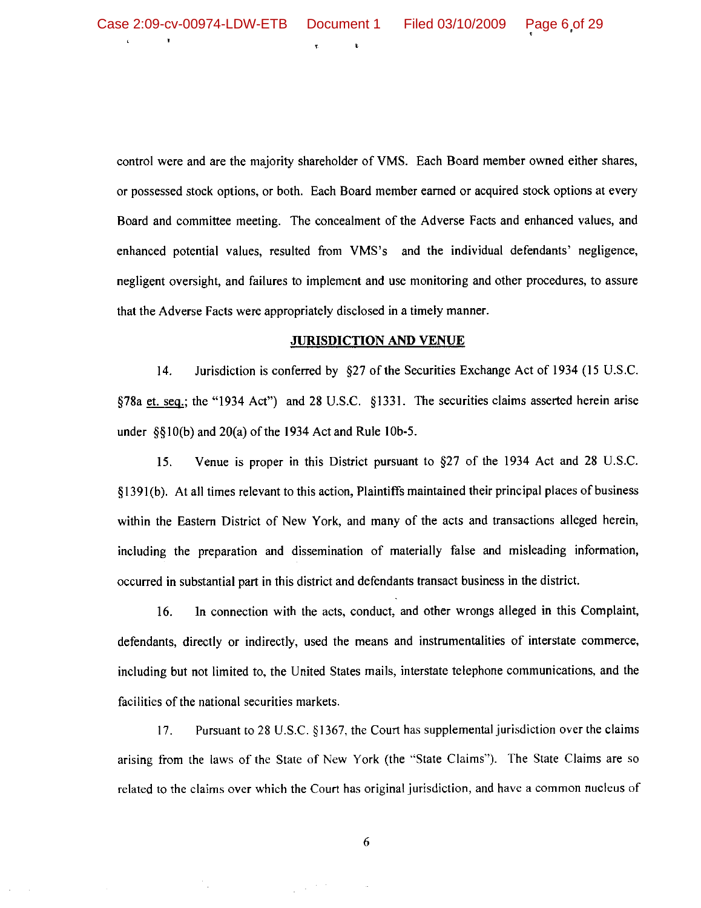control were and are the majority shareholder of VMS. Each Board member owned either shares, or possessed stock options, or both. Each Board member earned or acquired stock options at every Board and committee meeting. The concealment of the Adverse Facts and enhanced values, and enhanced potential values, resulted from VMS's and the individual defendants' negligence, negligent oversight, and failures to implement and use monitoring and other procedures, to assure that the Adverse Facts were appropriately disclosed in a timely manner.

## JURISDICTION AND VENUE

14. Jurisdiction is conferred by §27 of the Securities Exchange Act of 1934 (15 U.S.C. §78a et. seq.; the "1934 Act") and 28 U.S.C. §1331. The securities claims asserted herein arise under §§10(b) and 20(a) of the 1934 Act and Rule 10b-5.

15. Venue is proper in this District pursuant to §27 of the 1934 Act and 28 U.S.C. §1391(b). At all times relevant to this action, Plaintiffs maintained their principal places of business within the Eastern District of New York, and many of the acts and transactions alleged herein, including the preparation and dissemination of materially false and misleading information, occurred in substantial part in this district and defendants transact business in the district.

16. In connection with the acts, conduct, and other wrongs alleged in this Complaint, defendants, directly or indirectly, used the means and instrumentalities of interstate commerce, including but not limited to, the United States mails, interstate telephone communications, and the facilities of the national securities markets.

17. Pursuant to 28 U.S.C. §1367, the Court has supplemental jurisdiction over the claims arising from the laws of the State of New York (the "State Claims"). The State Claims are so related to the claims over which the Court has original jurisdiction, and have a common nucleus of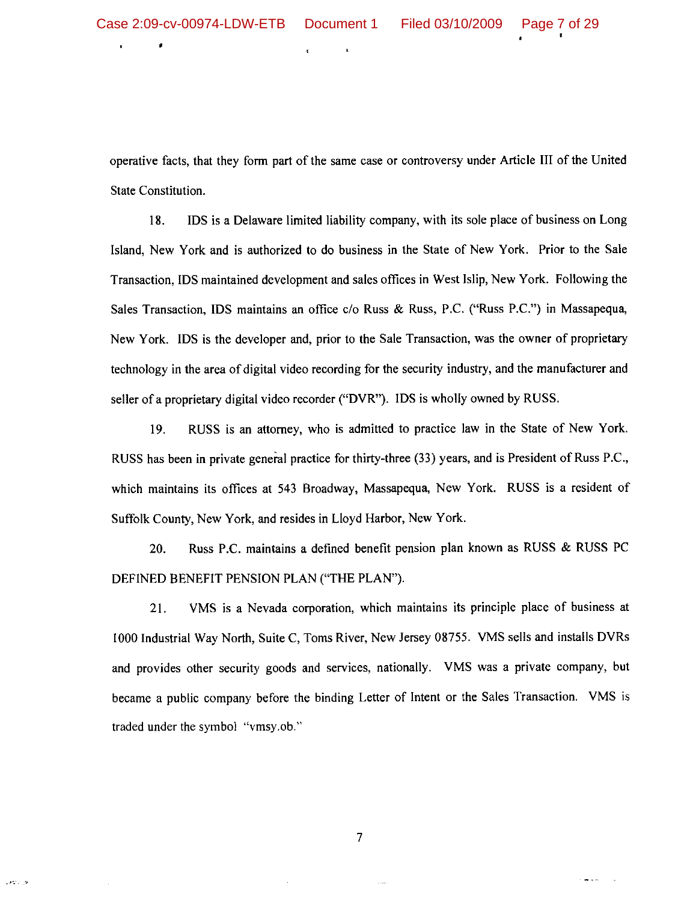operative facts, that they form part of the same case or controversy under Article III of the United State Constitution.

18. IDS is a Delaware limited liability company, with its sole place of business on Long Island, New York and is authorized to do business in the State of New York. Prior to the Sale Transaction, IDS maintained development and sales offices in West Islip, New York. Following the Sales Transaction, IDS maintains an office c/o Russ & Russ, P.C. ("Russ P.C.") in Massapequa, New York. IDS is the developer and, prior to the Sale Transaction, was the owner of proprietary technology in the area of digital video recording for the security industry, and the manufacturer and seller of a proprietary digital video recorder ("DVR"). IDS is wholly owned by RUSS.

19. RUSS is an attorney, who is admitted to practice law in the State of New York. RUSS has been in private general practice for thirty-three (33) years, and is President of Russ P.C., which maintains its offices at 543 Broadway, Massapequa, New York. RUSS is a resident of Suffolk County, New York, and resides in Lloyd Harbor, New York.

20. Russ P.C. maintains a defined benefit pension plan known as RUSS & RUSS PC DEFINED BENEFIT PENSION PLAN ("THE PLAN").

21. VMS is a Nevada corporation, which maintains its principle place of business at 1000 Industrial Way North, Suite C, Toms River, New Jersey 08755. VMS sells and installs DVRs and provides other security goods and services, nationally. VMS was a private company, but became a public company before the binding Letter of Intent or the Sales Transaction. VMS is traded under the symbol "vmsy.ob."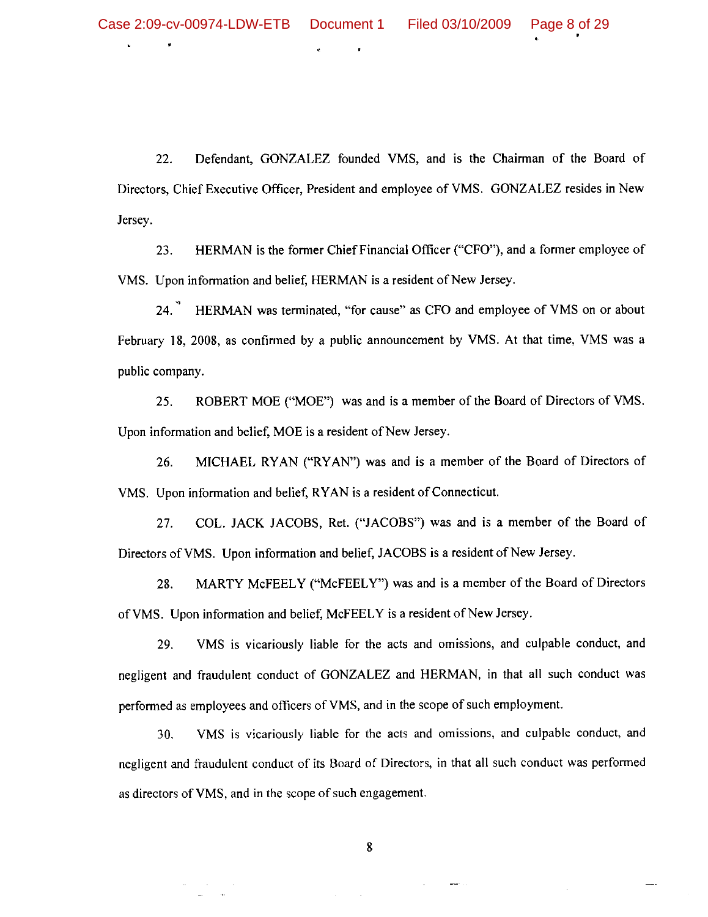22. Defendant, GONZALEZ founded VMS, and is the Chairman of the Board of Directors, Chief Executive Officer, President and employee of VMS. GONZALEZ resides in New Jersey.

23. HERMAN is the former Chief Financial Officer ("CFO"), and a former employee of VMS. Upon information and belief, HERMAN is a resident of New Jersey.

24. HERMAN was terminated, "for cause" as CFO and employee of VMS on or about February 18, 2008, as confirmed by a public announcement by VMS. At that time, VMS was a public company.

25. ROBERT MOE ("MOE") was and is a member of the Board of Directors of VMS. Upon information and belief, MOE is a resident of New Jersey.

26. MICHAEL RYAN ("RYAN") was and is a member of the Board of Directors of VMS. Upon information and belief, RYAN is a resident of Connecticut.

27. COL. JACK JACOBS, Ret. ("JACOBS") was and is a member of the Board of Directors of VMS. Upon information and belief, JACOBS is a resident of New Jersey.

28. MARTY McFEELY ("McFEELY") was and is a member of the Board of Directors of VMS. Upon information and belief, McFEELY is a resident of New Jersey.

29. VMS is vicariously liable for the acts and omissions, and culpable conduct, and negligent and fraudulent conduct of GONZALEZ and HERMAN, in that all such conduct was performed as employees and officers of VMS, and in the scope of such employment.

30. VMS is vicariously liable for the acts and omissions, and culpable conduct, and negligent and fraudulent conduct of its Board of Directors, in that all such conduct was performed as directors of VMS, and in the scope of such engagement.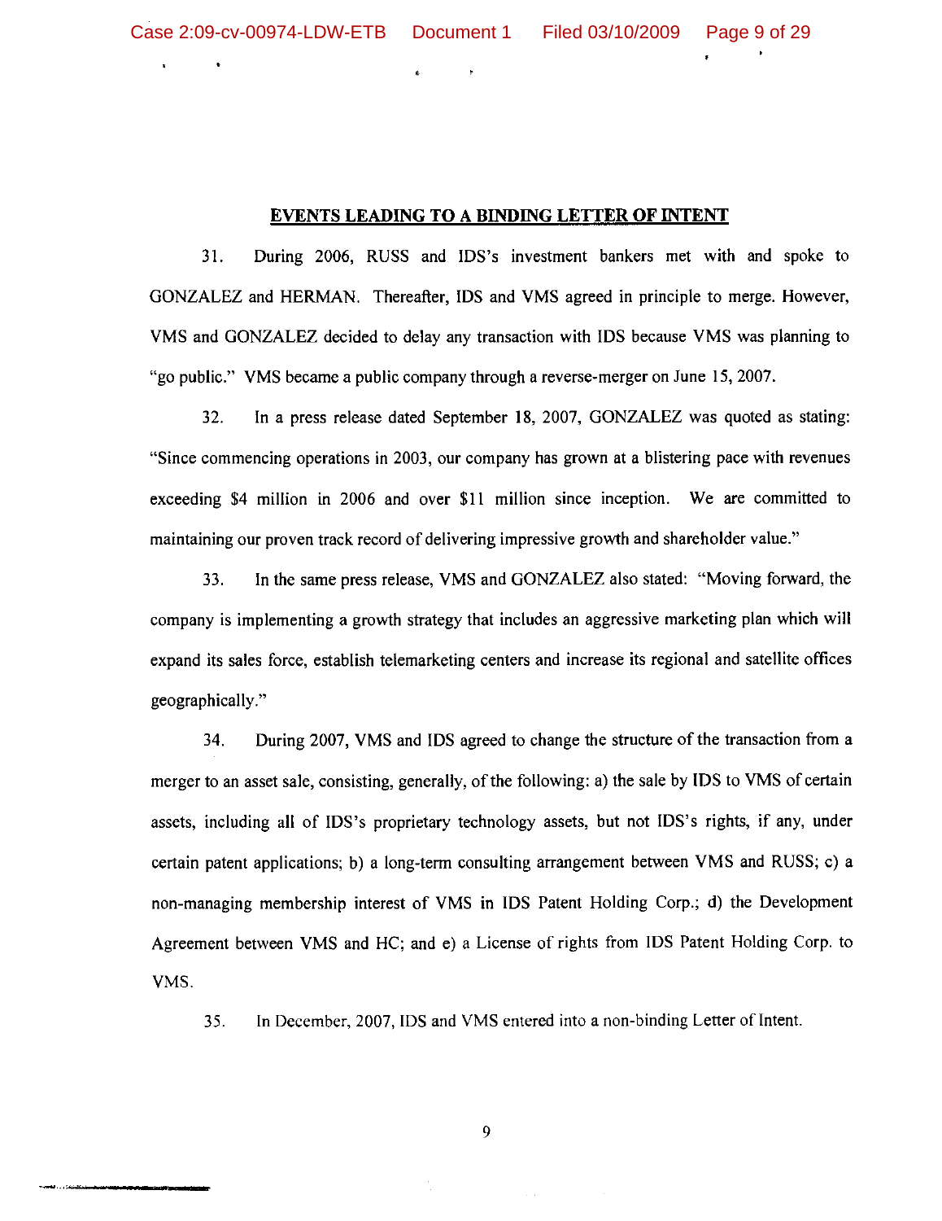## EVENTS LEADING TO A BINDING LETTER OF INTENT

31. During 2006, RUSS and IDS's investment bankers met with and spoke to GONZALEZ and HERMAN. Thereafter, IDS and VMS agreed in principle to merge. However, VMS and GONZALEZ decided to delay any transaction with IDS because VMS was planning to "go public." VMS became a public company through a reverse-merger on June 15, 2007.

32. In a press release dated September 18, 2007, GONZALEZ was quoted as stating: "Since commencing operations in 2003, our company has grown at a blistering pace with revenues exceeding $4 million in 2006 and over $11 million since inception. We are committed to maintaining our proven track record of delivering impressive growth and shareholder value."

33. In the same press release, VMS and GONZALEZ also stated: "Moving forward, the company is implementing a growth strategy that includes an aggressive marketing plan which will expand its sales force, establish telemarketing centers and increase its regional and satellite offices geographically."

34. During 2007, VMS and IDS agreed to change the structure of the transaction from a merger to an asset sale, consisting, generally, of the following: a) the sale by IDS to VMS of certain assets, including all of IDS's proprietary technology assets, but not IDS's rights, if any, under certain patent applications; b) a long-term consulting arrangement between VMS and RUSS; c) a non-managing membership interest of VMS in IDS Patent Holding Corp.; d) the Development Agreement between VMS and HC; and e) a License of rights from IDS Patent Holding Corp. to VMS.

35. In December, 2007, IDS and VMS entered into a non-binding Letter of Intent.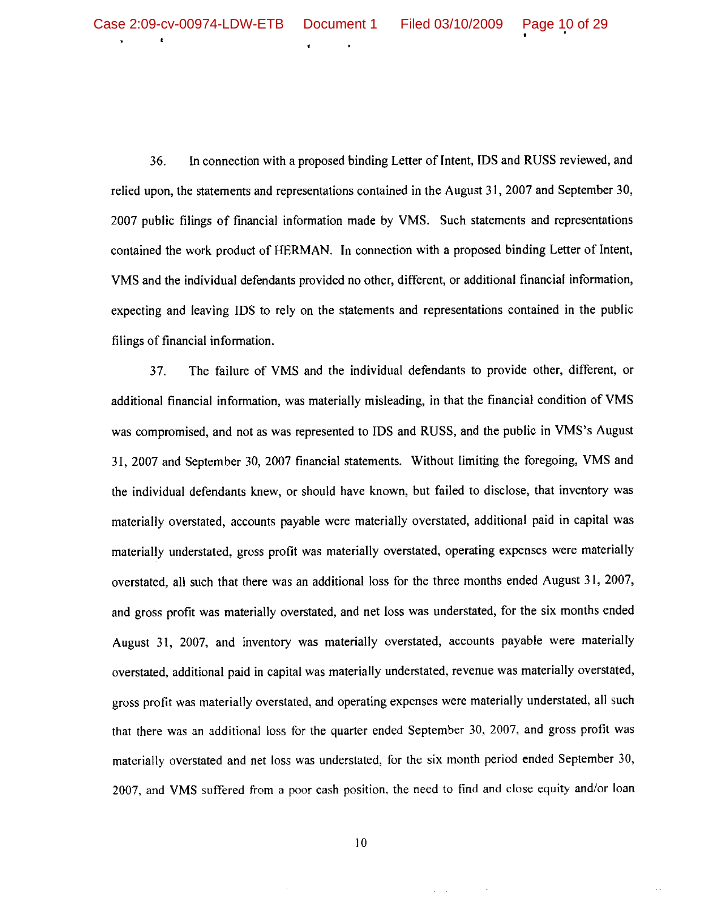36. In connection with a proposed binding Letter of Intent, IDS and RUSS reviewed, and relied upon, the statements and representations contained in the August 31, 2007 and September 30, 2007 public filings of financial information made by VMS. Such statements and representations contained the work product of HERMAN. In connection with a proposed binding Letter of Intent, VMS and the individual defendants provided no other, different, or additional financial information, expecting and leaving IDS to rely on the statements and representations contained in the public filings of financial information.

37. The failure of VMS and the individual defendants to provide other, different, or additional financial information, was materially misleading, in that the financial condition of VMS was compromised, and not as was represented to IDS and RUSS, and the public in VMS's August 31, 2007 and September 30, 2007 financial statements. Without limiting the foregoing, VMS and the individual defendants knew, or should have known, but failed to disclose, that inventory was materially overstated, accounts payable were materially overstated, additional paid in capital was materially understated, gross profit was materially overstated, operating expenses were materially overstated, all such that there was an additional loss for the three months ended August 31, 2007, and gross profit was materially overstated, and net loss was understated, for the six months ended August 31, 2007, and inventory was materially overstated, accounts payable were materially overstated, additional paid in capital was materially understated, revenue was materially overstated, gross profit was materially overstated, and operating expenses were materially understated, all such that there was an additional loss for the quarter ended September 30, 2007, and gross profit was materially overstated and net loss was understated, for the six month period ended September 30, 2007, and VMS suffered from a poor cash position, the need to find and close equity and/or loan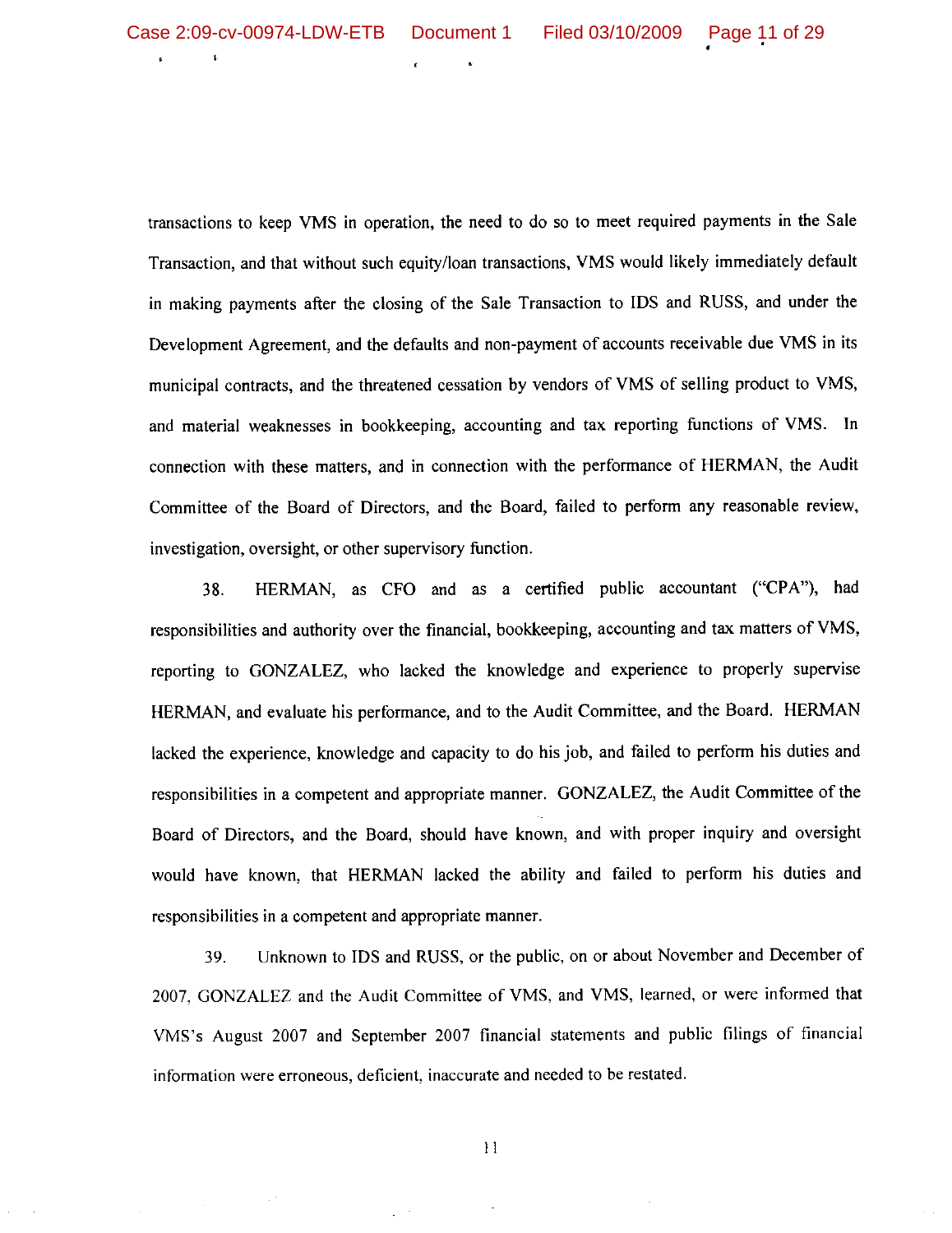transactions to keep VMS in operation, the need to do so to meet required payments in the Sale Transaction, and that without such equity/loan transactions, VMS would likely immediately default in making payments after the closing of the Sale Transaction to IDS and RUSS, and under the Development Agreement, and the defaults and non-payment of accounts receivable due VMS in its municipal contracts, and the threatened cessation by vendors of VMS of selling product to VMS, and material weaknesses in bookkeeping, accounting and tax reporting functions of VMS. In connection with these matters, and in connection with the performance of HERMAN, the Audit Committee of the Board of Directors, and the Board, failed to perform any reasonable review, investigation, oversight, or other supervisory function.

38. HERMAN, as CFO and as a certified public accountant ("CPA"), had responsibilities and authority over the financial, bookkeeping, accounting and tax matters of VMS, reporting to GONZALEZ, who lacked the knowledge and experience to properly supervise HERMAN, and evaluate his performance, and to the Audit Committee, and the Board. HERMAN lacked the experience, knowledge and capacity to do his job, and failed to perform his duties and responsibilities in a competent and appropriate manner. GONZALEZ, the Audit Committee of the Board of Directors, and the Board, should have known, and with proper inquiry and oversight would have known, that HERMAN lacked the ability and failed to perform his duties and responsibilities in a competent and appropriate manner.

39. Unknown to IDS and RUSS, or the public, on or about November and December of 2007, GONZALEZ and the Audit Committee of VMS, and VMS, learned, or were informed that VMS's August 2007 and September 2007 financial statements and public filings of financial information were erroneous, deficient, inaccurate and needed to be restated.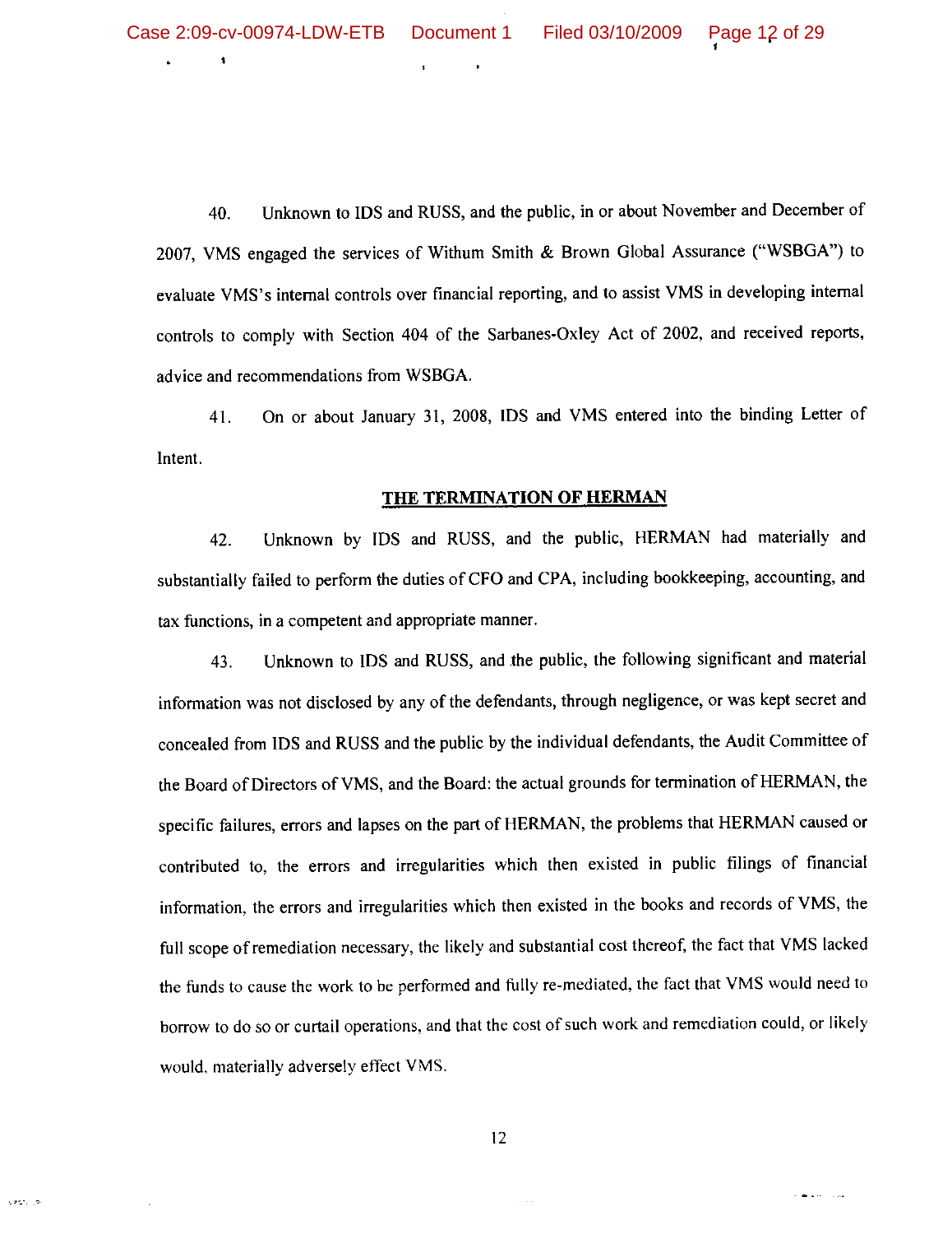40. Unknown to IDS and RUSS, and the public, in or about November and December of 2007, VMS engaged the services of Withum Smith & Brown Global Assurance ("WSBGA") to evaluate VMS's internal controls over financial reporting, and to assist VMS in developing internal controls to comply with Section 404 of the Sarbanes-Oxley Act of 2002, and received reports, advice and recommendations from WSBGA.

41. On or about January 31, 2008, IDS and VMS entered into the binding Letter of Intent.

## THE TERMINATION OF HERMAN

42. Unknown by IDS and RUSS, and the public, HERMAN had materially and substantially failed to perform the duties of CFO and CPA, including bookkeeping, accounting, and tax functions, in a competent and appropriate manner.

43. Unknown to IDS and RUSS, and the public, the following significant and material information was not disclosed by any of the defendants, through negligence, or was kept secret and concealed from IDS and RUSS and the public by the individual defendants, the Audit Committee of the Board of Directors of VMS, and the Board: the actual grounds for termination of HERMAN, the specific failures, errors and lapses on the part of HERMAN, the problems that HERMAN caused or contributed to, the errors and irregularities which then existed in public filings of financial information, the errors and irregularities which then existed in the books and records of VMS, the full scope of remediation necessary, the likely and substantial cost thereof, the fact that VMS lacked the funds to cause the work to be performed and fully re-mediated, the fact that VMS would need to borrow to do so or curtail operations, and that the cost of such work and remediation could, or likely would, materially adversely effect VMS.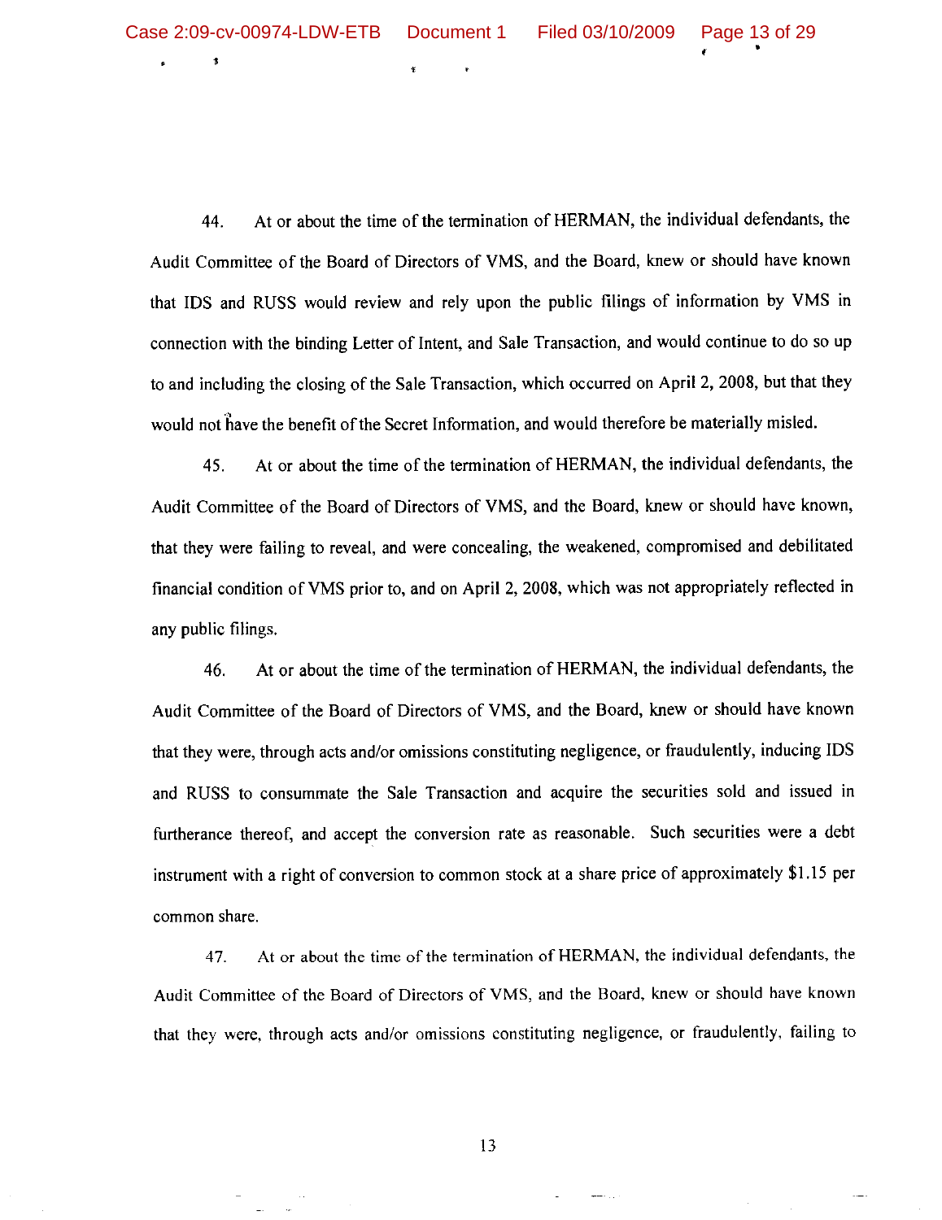44. At or about the time of the termination of HERMAN, the individual defendants, the Audit Committee of the Board of Directors of VMS, and the Board, knew or should have known that IDS and RUSS would review and rely upon the public filings of information by VMS in connection with the binding Letter of Intent, and Sale Transaction, and would continue to do so up to and including the closing of the Sale Transaction, which occurred on April 2, 2008, but that they would not have the benefit of the Secret Information, and would therefore be materially misled.

45. At or about the time of the termination of HERMAN, the individual defendants, the Audit Committee of the Board of Directors of VMS, and the Board, knew or should have known, that they were failing to reveal, and were concealing, the weakened, compromised and debilitated financial condition of VMS prior to, and on April 2, 2008, which was not appropriately reflected in any public filings.

46. At or about the time of the termination of HERMAN, the individual defendants, the Audit Committee of the Board of Directors of VMS, and the Board, knew or should have known that they were, through acts and/or omissions constituting negligence, or fraudulently, inducing IDS and RUSS to consummate the Sale Transaction and acquire the securities sold and issued in furtherance thereof, and accept the conversion rate as reasonable. Such securities were a debt instrument with a right of conversion to common stock at a share price of approximately $1.15 per common share.

47. At or about the time of the termination of HERMAN, the individual defendants, the Audit Committee of the Board of Directors of VMS, and the Board, knew or should have known that they were, through acts and/or omissions constituting negligence, or fraudulently, failing to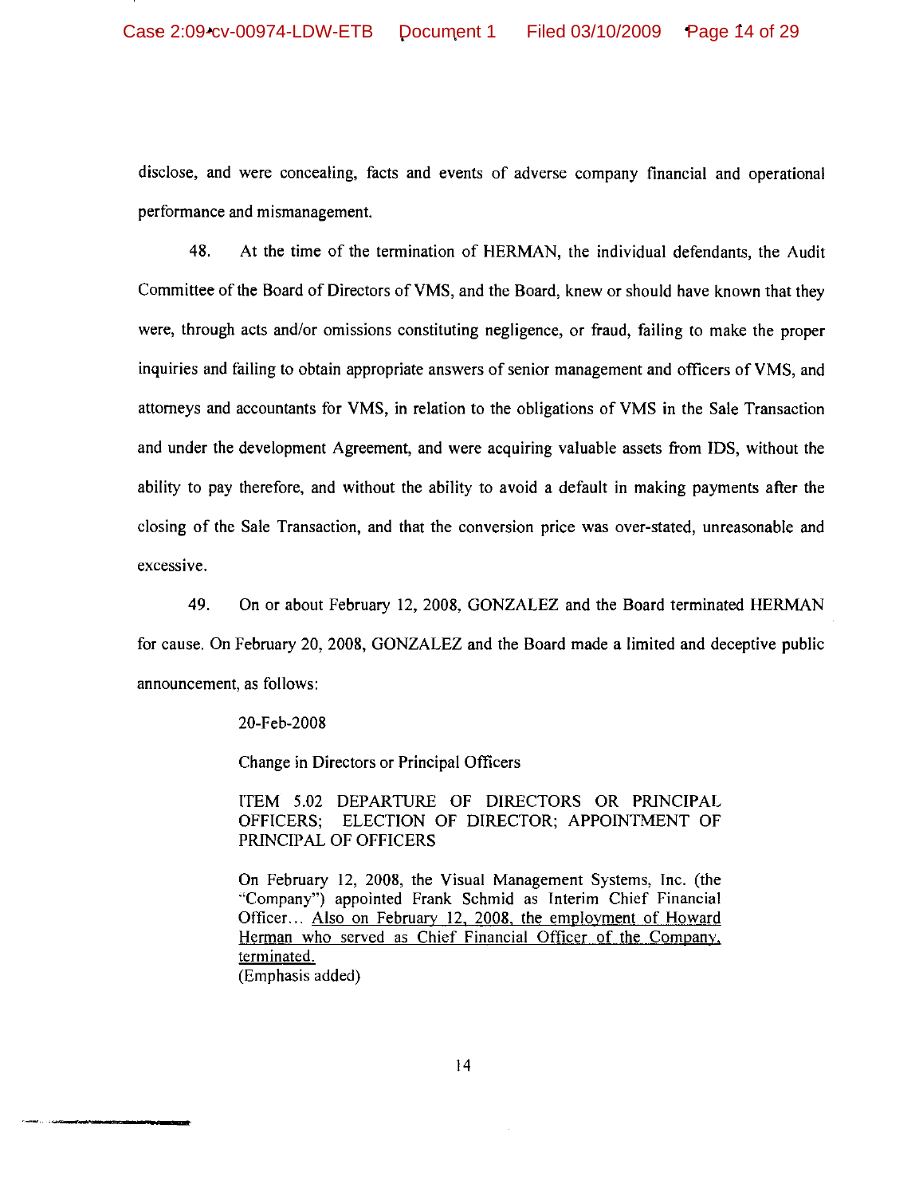disclose, and were concealing, facts and events of adverse company financial and operational performance and mismanagement.

48. At the time of the termination of HERMAN, the individual defendants, the Audit Committee of the Board of Directors of VMS, and the Board, knew or should have known that they were, through acts and/or omissions constituting negligence, or fraud, failing to make the proper inquiries and failing to obtain appropriate answers of senior management and officers of VMS, and attorneys and accountants for VMS, in relation to the obligations of VMS in the Sale Transaction and under the development Agreement, and were acquiring valuable assets from IDS, without the ability to pay therefore, and without the ability to avoid a default in making payments after the closing of the Sale Transaction, and that the conversion price was over-stated, unreasonable and excessive.

49. On or about February 12, 2008, GONZALEZ and the Board terminated HERMAN for cause. On February 20, 2008, GONZALEZ and the Board made a limited and deceptive public announcement, as follows:

> 20-Feb-2008
>
> Change in Directors or Principal Officers
>
> ITEM 5.02 DEPARTURE OF DIRECTORS OR PRINCIPAL OFFICERS; ELECTION OF DIRECTOR; APPOINTMENT OF PRINCIPAL OF OFFICERS
>
> On February 12, 2008, the Visual Management Systems, Inc. (the "Company") appointed Frank Schmid as Interim Chief Financial Officer... <u>Also on February 12, 2008, the employment of Howard Herman who served as Chief Financial Officer of the Company, terminated.</u>
> (Emphasis added)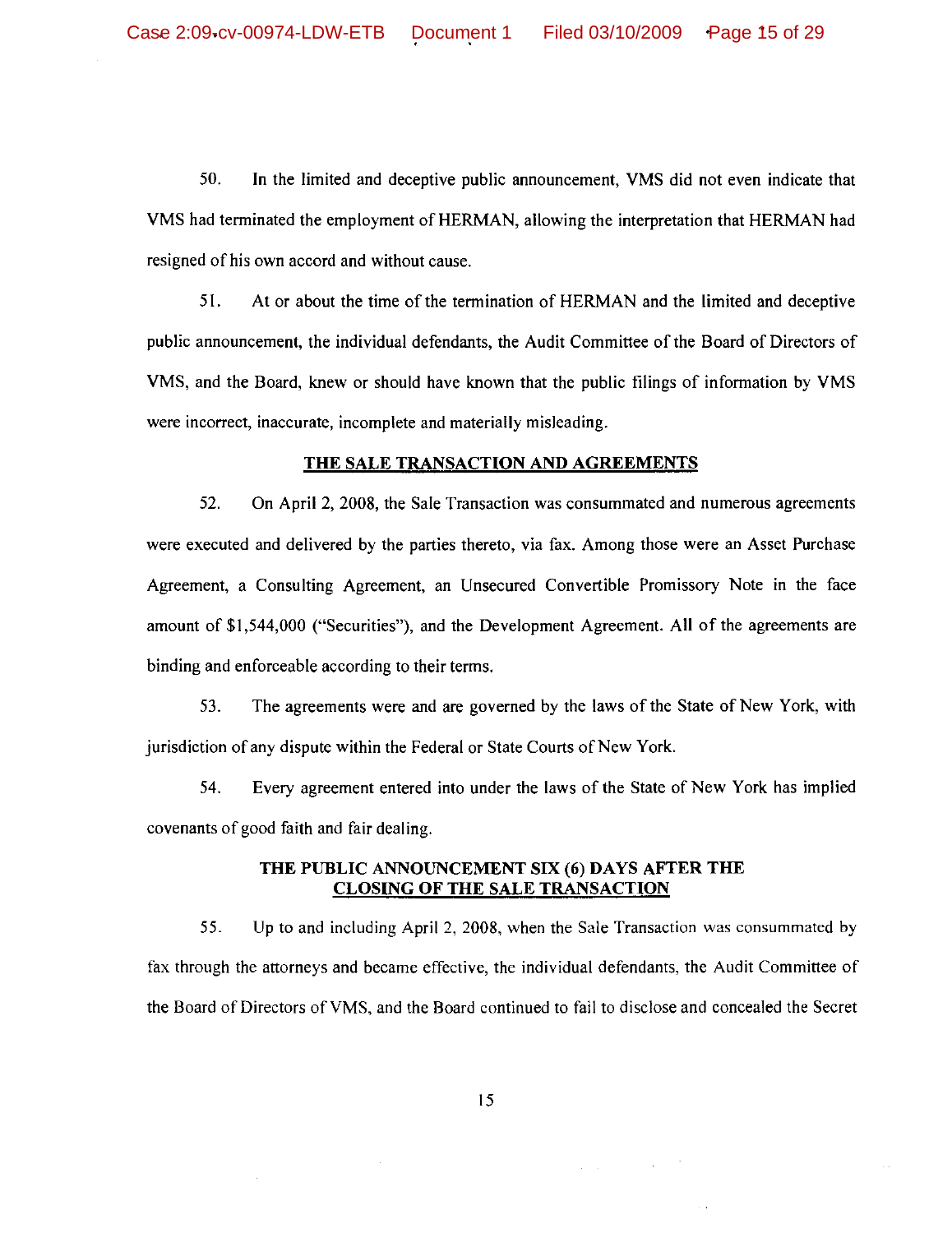50. In the limited and deceptive public announcement, VMS did not even indicate that VMS had terminated the employment of HERMAN, allowing the interpretation that HERMAN had resigned of his own accord and without cause.

51. At or about the time of the termination of HERMAN and the limited and deceptive public announcement, the individual defendants, the Audit Committee of the Board of Directors of VMS, and the Board, knew or should have known that the public filings of information by VMS were incorrect, inaccurate, incomplete and materially misleading.

## THE SALE TRANSACTION AND AGREEMENTS

52. On April 2, 2008, the Sale Transaction was consummated and numerous agreements were executed and delivered by the parties thereto, via fax. Among those were an Asset Purchase Agreement, a Consulting Agreement, an Unsecured Convertible Promissory Note in the face amount of $1,544,000 ("Securities"), and the Development Agreement. All of the agreements are binding and enforceable according to their terms.

53. The agreements were and are governed by the laws of the State of New York, with jurisdiction of any dispute within the Federal or State Courts of New York.

54. Every agreement entered into under the laws of the State of New York has implied covenants of good faith and fair dealing.

## THE PUBLIC ANNOUNCEMENT SIX (6) DAYS AFTER THE CLOSING OF THE SALE TRANSACTION

55. Up to and including April 2, 2008, when the Sale Transaction was consummated by fax through the attorneys and became effective, the individual defendants, the Audit Committee of the Board of Directors of VMS, and the Board continued to fail to disclose and concealed the Secret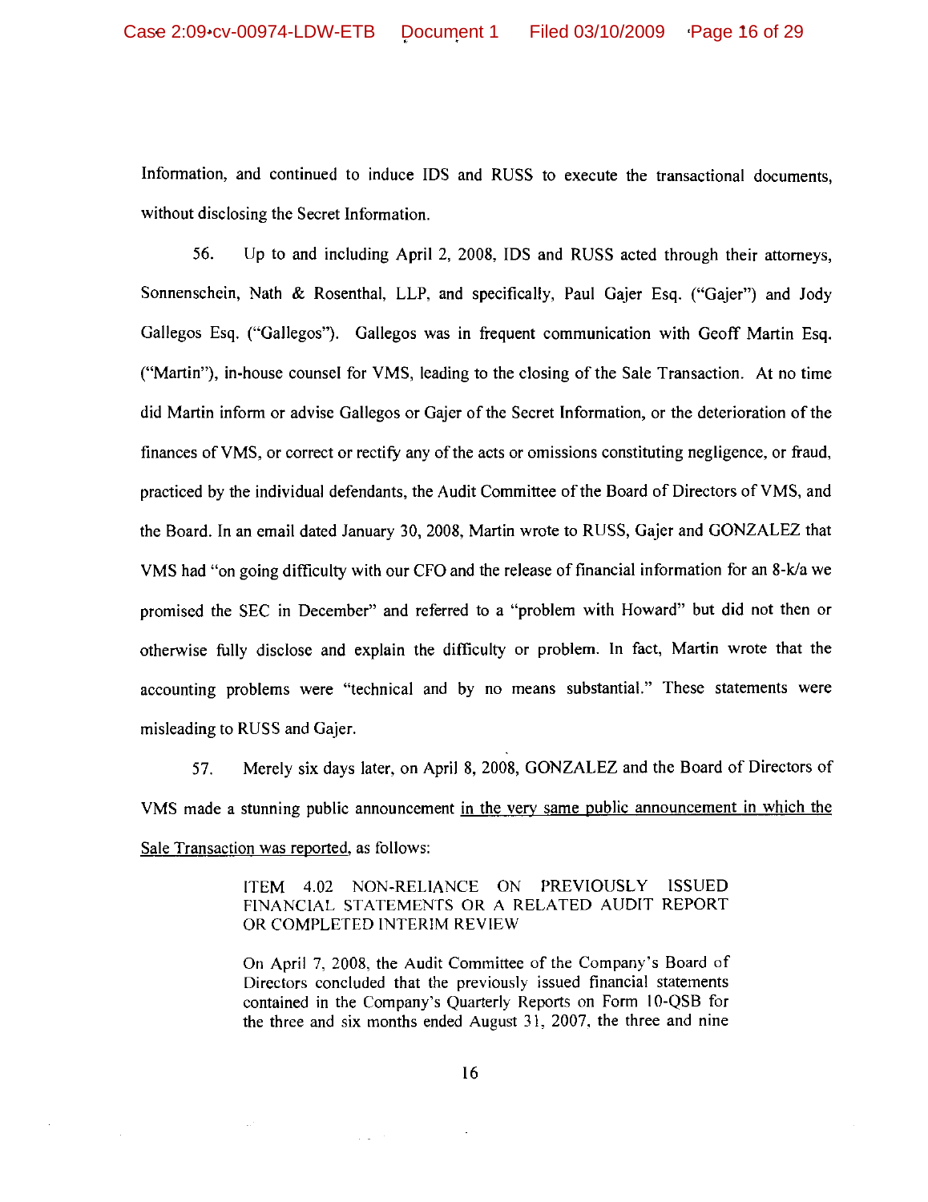Information, and continued to induce IDS and RUSS to execute the transactional documents, without disclosing the Secret Information.

56. Up to and including April 2, 2008, IDS and RUSS acted through their attorneys, Sonnenschein, Nath & Rosenthal, LLP, and specifically, Paul Gajer Esq. ("Gajer") and Jody Gallegos Esq. ("Gallegos"). Gallegos was in frequent communication with Geoff Martin Esq. ("Martin"), in-house counsel for VMS, leading to the closing of the Sale Transaction. At no time did Martin inform or advise Gallegos or Gajer of the Secret Information, or the deterioration of the finances of VMS, or correct or rectify any of the acts or omissions constituting negligence, or fraud, practiced by the individual defendants, the Audit Committee of the Board of Directors of VMS, and the Board. In an email dated January 30, 2008, Martin wrote to RUSS, Gajer and GONZALEZ that VMS had "on going difficulty with our CFO and the release of financial information for an 8-k/a we promised the SEC in December" and referred to a "problem with Howard" but did not then or otherwise fully disclose and explain the difficulty or problem. In fact, Martin wrote that the accounting problems were "technical and by no means substantial." These statements were misleading to RUSS and Gajer.

57. Merely six days later, on April 8, 2008, GONZALEZ and the Board of Directors of VMS made a stunning public announcement <u>in the very same public announcement in which the Sale Transaction was reported</u>, as follows:

> ITEM 4.02 NON-RELIANCE ON PREVIOUSLY ISSUED FINANCIAL STATEMENTS OR A RELATED AUDIT REPORT OR COMPLETED INTERIM REVIEW
>
> On April 7, 2008, the Audit Committee of the Company's Board of Directors concluded that the previously issued financial statements contained in the Company's Quarterly Reports on Form 10-QSB for the three and six months ended August 31, 2007, the three and nine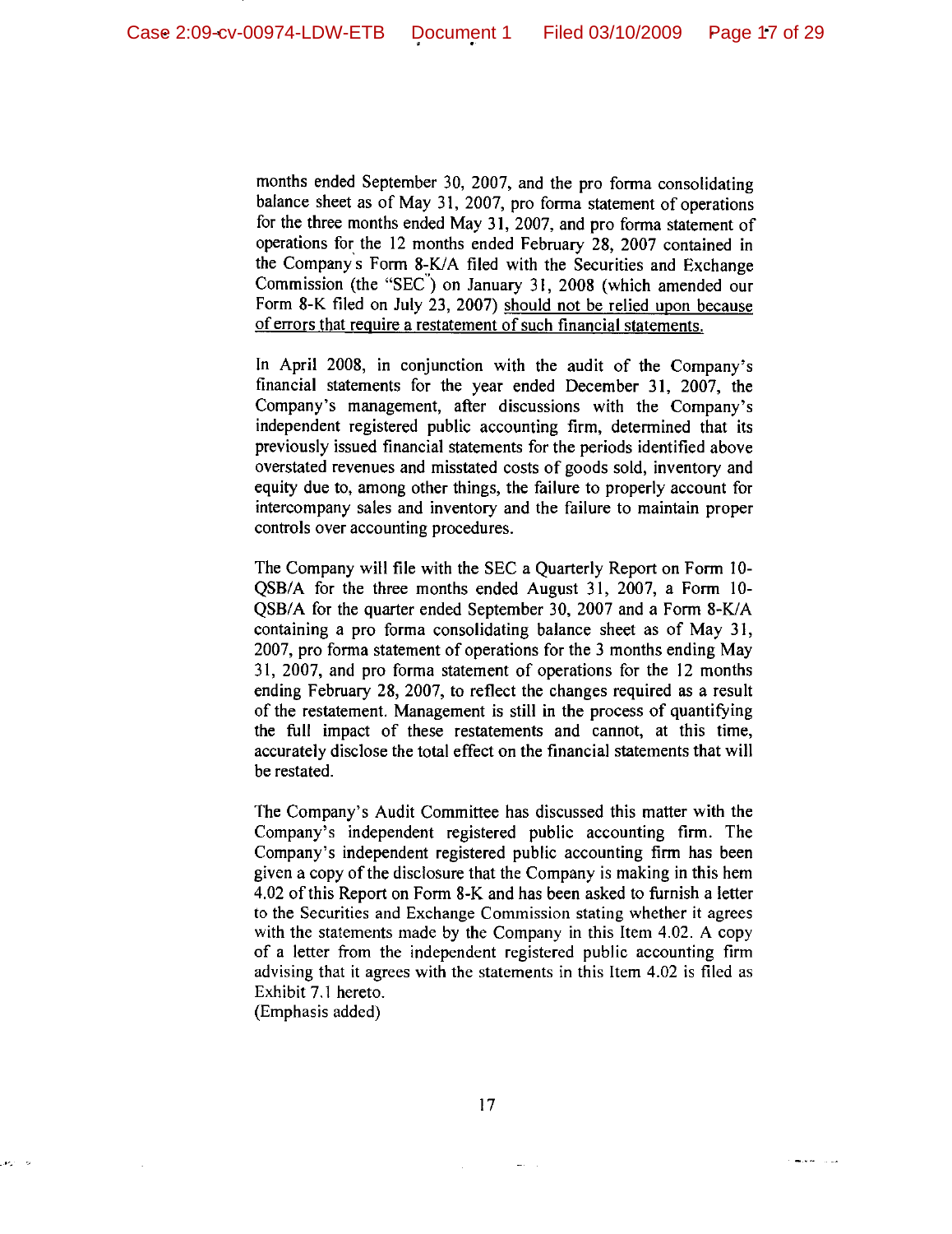months ended September 30, 2007, and the pro forma consolidating balance sheet as of May 31, 2007, pro forma statement of operations for the three months ended May 31, 2007, and pro forma statement of operations for the 12 months ended February 28, 2007 contained in the Company's Form 8-K/A filed with the Securities and Exchange Commission (the "SEC") on January 31, 2008 (which amended our Form 8-K filed on July 23, 2007) <u>should not be relied upon because of errors that require a restatement of such financial statements.</u>

In April 2008, in conjunction with the audit of the Company's financial statements for the year ended December 31, 2007, the Company's management, after discussions with the Company's independent registered public accounting firm, determined that its previously issued financial statements for the periods identified above overstated revenues and misstated costs of goods sold, inventory and equity due to, among other things, the failure to properly account for intercompany sales and inventory and the failure to maintain proper controls over accounting procedures.

The Company will file with the SEC a Quarterly Report on Form 10-QSB/A for the three months ended August 31, 2007, a Form 10-QSB/A for the quarter ended September 30, 2007 and a Form 8-K/A containing a pro forma consolidating balance sheet as of May 31, 2007, pro forma statement of operations for the 3 months ending May 31, 2007, and pro forma statement of operations for the 12 months ending February 28, 2007, to reflect the changes required as a result of the restatement. Management is still in the process of quantifying the full impact of these restatements and cannot, at this time, accurately disclose the total effect on the financial statements that will be restated.

The Company's Audit Committee has discussed this matter with the Company's independent registered public accounting firm. The Company's independent registered public accounting firm has been given a copy of the disclosure that the Company is making in this hem 4.02 of this Report on Form 8-K and has been asked to furnish a letter to the Securities and Exchange Commission stating whether it agrees with the statements made by the Company in this Item 4.02. A copy of a letter from the independent registered public accounting firm advising that it agrees with the statements in this Item 4.02 is filed as Exhibit 7.1 hereto.
(Emphasis added)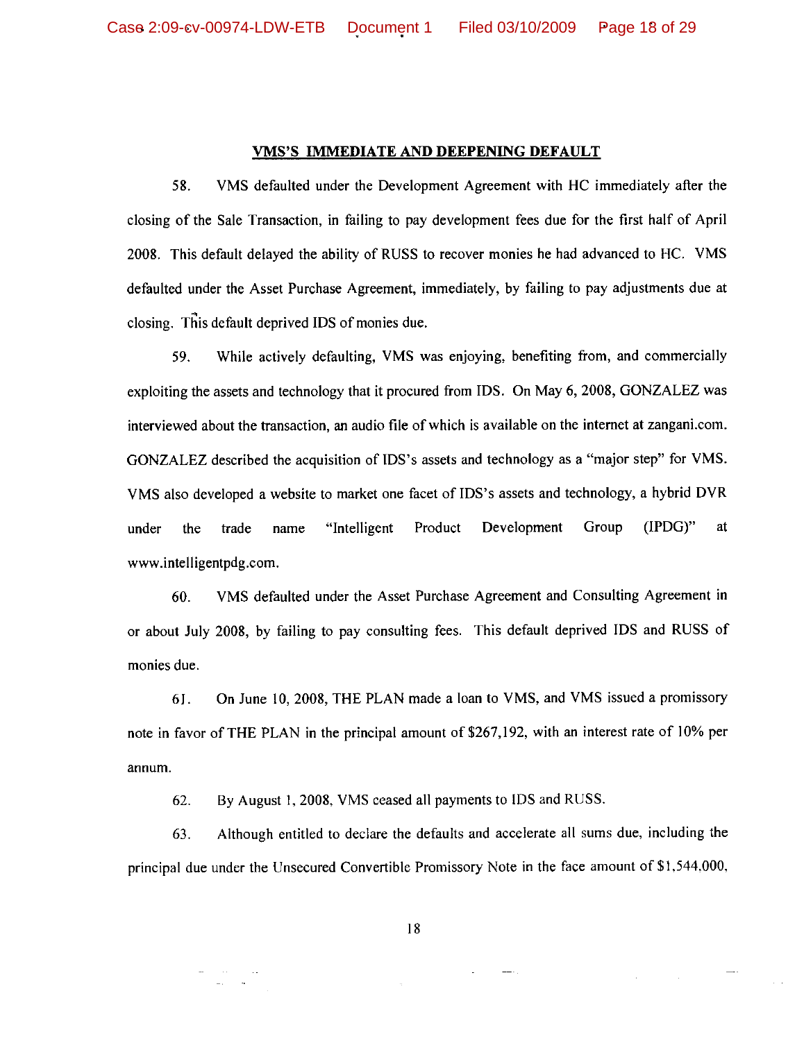## VMS'S IMMEDIATE AND DEEPENING DEFAULT

58. VMS defaulted under the Development Agreement with HC immediately after the closing of the Sale Transaction, in failing to pay development fees due for the first half of April 2008. This default delayed the ability of RUSS to recover monies he had advanced to HC. VMS defaulted under the Asset Purchase Agreement, immediately, by failing to pay adjustments due at closing. This default deprived IDS of monies due.

59. While actively defaulting, VMS was enjoying, benefiting from, and commercially exploiting the assets and technology that it procured from IDS. On May 6, 2008, GONZALEZ was interviewed about the transaction, an audio file of which is available on the internet at zangani.com. GONZALEZ described the acquisition of IDS's assets and technology as a "major step" for VMS. VMS also developed a website to market one facet of IDS's assets and technology, a hybrid DVR under the trade name "Intelligent Product Development Group (IPDG)" at www.intelligentpdg.com.

60. VMS defaulted under the Asset Purchase Agreement and Consulting Agreement in or about July 2008, by failing to pay consulting fees. This default deprived IDS and RUSS of monies due.

61. On June 10, 2008, THE PLAN made a loan to VMS, and VMS issued a promissory note in favor of THE PLAN in the principal amount of $267,192, with an interest rate of 10% per annum.

62. By August 1, 2008, VMS ceased all payments to IDS and RUSS.

63. Although entitled to declare the defaults and accelerate all sums due, including the principal due under the Unsecured Convertible Promissory Note in the face amount of $1,544,000,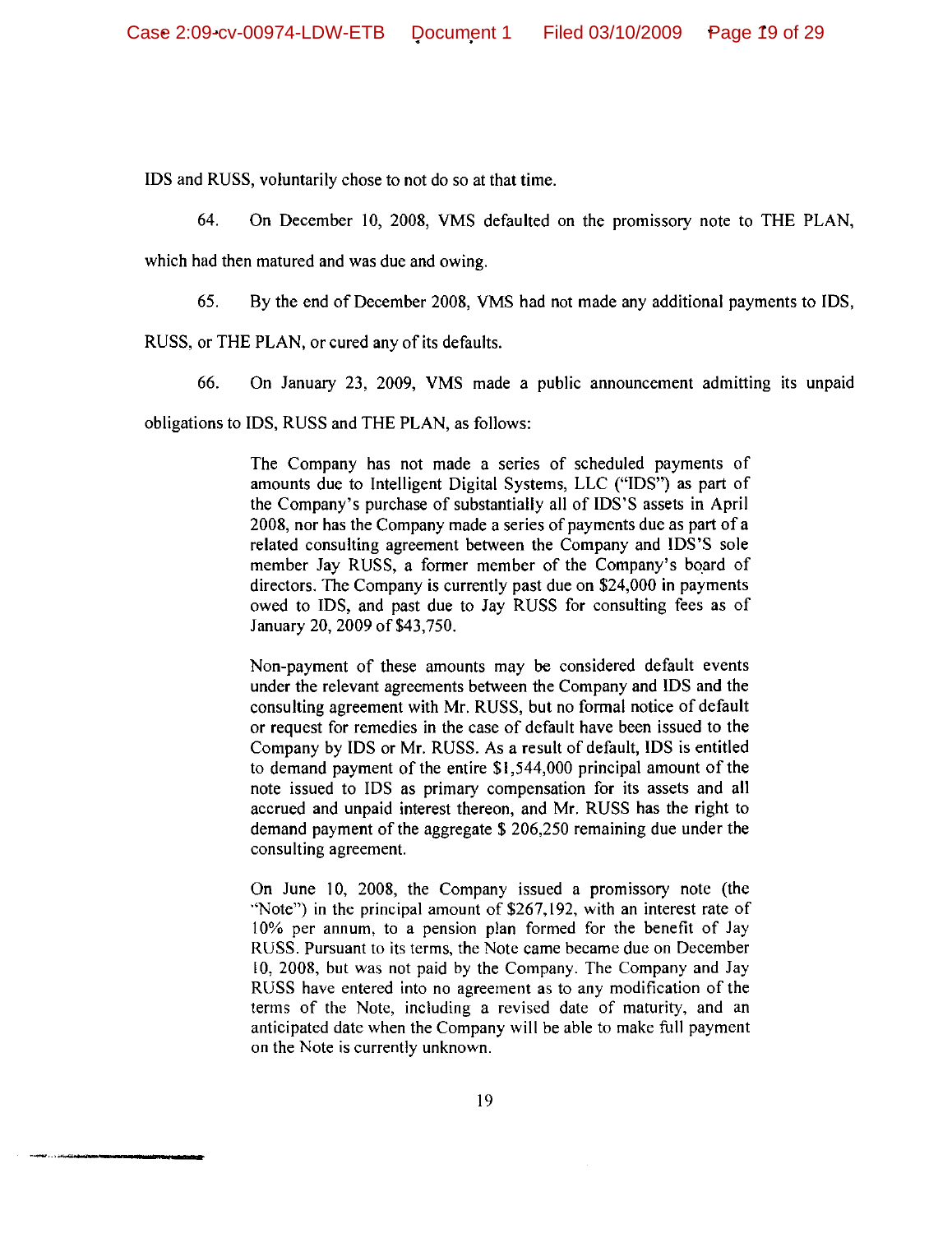IDS and RUSS, voluntarily chose to not do so at that time.

64. On December 10, 2008, VMS defaulted on the promissory note to THE PLAN, which had then matured and was due and owing.

65. By the end of December 2008, VMS had not made any additional payments to IDS, RUSS, or THE PLAN, or cured any of its defaults.

66. On January 23, 2009, VMS made a public announcement admitting its unpaid obligations to IDS, RUSS and THE PLAN, as follows:

> The Company has not made a series of scheduled payments of amounts due to Intelligent Digital Systems, LLC ("IDS") as part of the Company's purchase of substantially all of IDS'S assets in April 2008, nor has the Company made a series of payments due as part of a related consulting agreement between the Company and IDS'S sole member Jay RUSS, a former member of the Company's board of directors. The Company is currently past due on $24,000 in payments owed to IDS, and past due to Jay RUSS for consulting fees as of January 20, 2009 of $43,750.
>
> Non-payment of these amounts may be considered default events under the relevant agreements between the Company and IDS and the consulting agreement with Mr. RUSS, but no formal notice of default or request for remedies in the case of default have been issued to the Company by IDS or Mr. RUSS. As a result of default, IDS is entitled to demand payment of the entire $1,544,000 principal amount of the note issued to IDS as primary compensation for its assets and all accrued and unpaid interest thereon, and Mr. RUSS has the right to demand payment of the aggregate $ 206,250 remaining due under the consulting agreement.
>
> On June 10, 2008, the Company issued a promissory note (the "Note") in the principal amount of $267,192, with an interest rate of 10% per annum, to a pension plan formed for the benefit of Jay RUSS. Pursuant to its terms, the Note came became due on December 10, 2008, but was not paid by the Company. The Company and Jay RUSS have entered into no agreement as to any modification of the terms of the Note, including a revised date of maturity, and an anticipated date when the Company will be able to make full payment on the Note is currently unknown.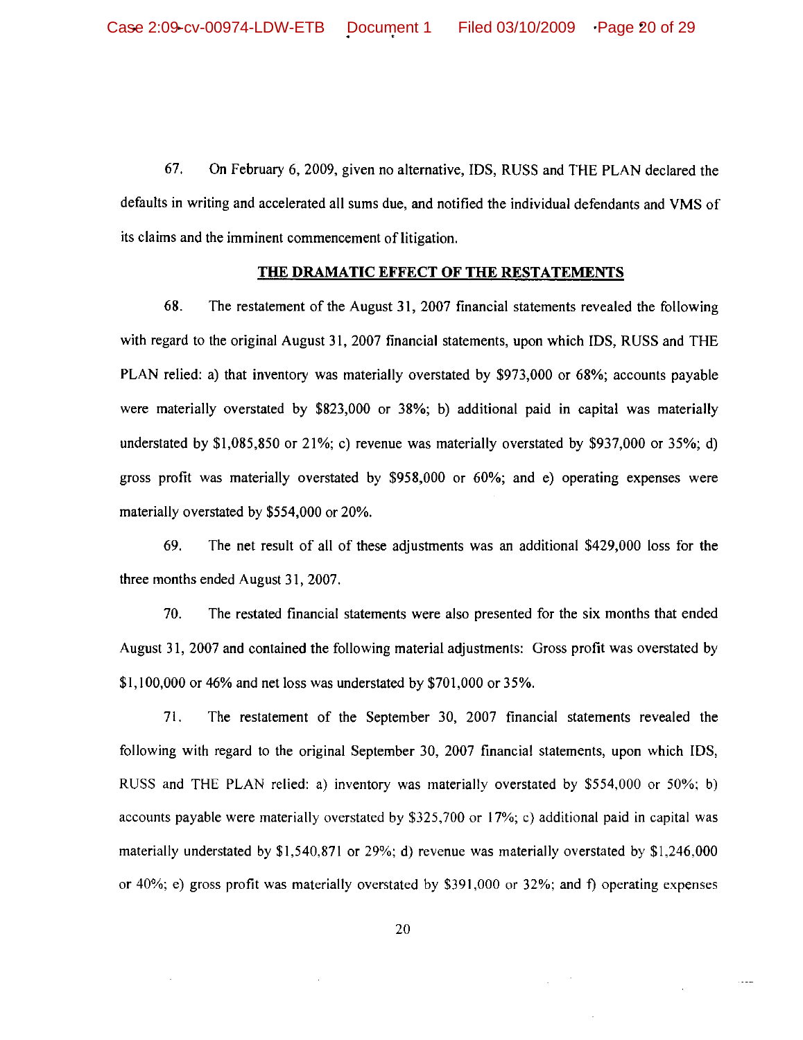67. On February 6, 2009, given no alternative, IDS, RUSS and THE PLAN declared the defaults in writing and accelerated all sums due, and notified the individual defendants and VMS of its claims and the imminent commencement of litigation.

## THE DRAMATIC EFFECT OF THE RESTATEMENTS

68. The restatement of the August 31, 2007 financial statements revealed the following with regard to the original August 31, 2007 financial statements, upon which IDS, RUSS and THE PLAN relied: a) that inventory was materially overstated by $973,000 or 68%; accounts payable were materially overstated by $823,000 or 38%; b) additional paid in capital was materially understated by $1,085,850 or 21%; c) revenue was materially overstated by $937,000 or 35%; d) gross profit was materially overstated by $958,000 or 60%; and e) operating expenses were materially overstated by $554,000 or 20%.

69. The net result of all of these adjustments was an additional $429,000 loss for the three months ended August 31, 2007.

70. The restated financial statements were also presented for the six months that ended August 31, 2007 and contained the following material adjustments: Gross profit was overstated by $1,100,000 or 46% and net loss was understated by $701,000 or 35%.

71. The restatement of the September 30, 2007 financial statements revealed the following with regard to the original September 30, 2007 financial statements, upon which IDS, RUSS and THE PLAN relied: a) inventory was materially overstated by $554,000 or 50%; b) accounts payable were materially overstated by $325,700 or 17%; c) additional paid in capital was materially understated by $1,540,871 or 29%; d) revenue was materially overstated by $1,246,000 or 40%; e) gross profit was materially overstated by $391,000 or 32%; and f) operating expenses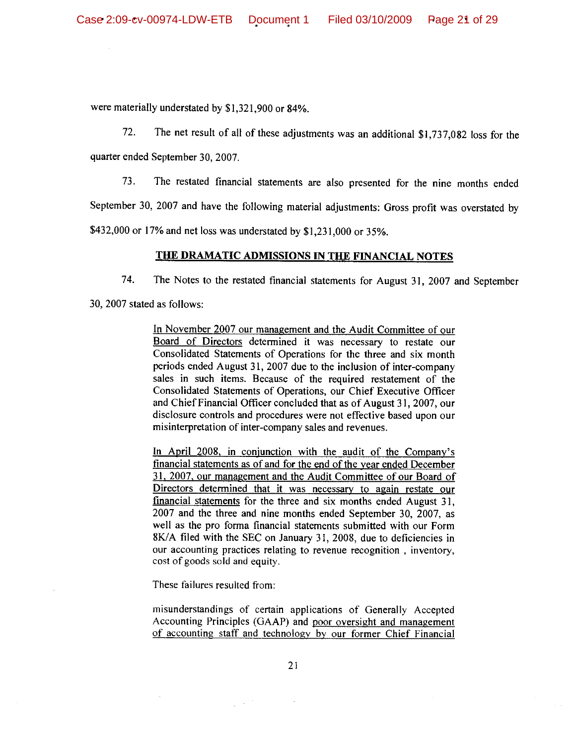were materially understated by $1,321,900 or 84%.

72. The net result of all of these adjustments was an additional $1,737,082 loss for the quarter ended September 30, 2007.

73. The restated financial statements are also presented for the nine months ended September 30, 2007 and have the following material adjustments: Gross profit was overstated by $432,000 or 17% and net loss was understated by $1,231,000 or 35%.

## THE DRAMATIC ADMISSIONS IN THE FINANCIAL NOTES

74. The Notes to the restated financial statements for August 31, 2007 and September 30, 2007 stated as follows:

> In November 2007 our management and the Audit Committee of our Board of Directors determined it was necessary to restate our Consolidated Statements of Operations for the three and six month periods ended August 31, 2007 due to the inclusion of inter-company sales in such items. Because of the required restatement of the Consolidated Statements of Operations, our Chief Executive Officer and Chief Financial Officer concluded that as of August 31, 2007, our disclosure controls and procedures were not effective based upon our misinterpretation of inter-company sales and revenues.
>
> In April 2008, in conjunction with the audit of the Company's financial statements as of and for the end of the year ended December 31, 2007, our management and the Audit Committee of our Board of Directors determined that it was necessary to again restate our financial statements for the three and six months ended August 31, 2007 and the three and nine months ended September 30, 2007, as well as the pro forma financial statements submitted with our Form 8K/A filed with the SEC on January 31, 2008, due to deficiencies in our accounting practices relating to revenue recognition , inventory, cost of goods sold and equity.
>
> These failures resulted from:
>
> misunderstandings of certain applications of Generally Accepted Accounting Principles (GAAP) and poor oversight and management of accounting staff and technology by our former Chief Financial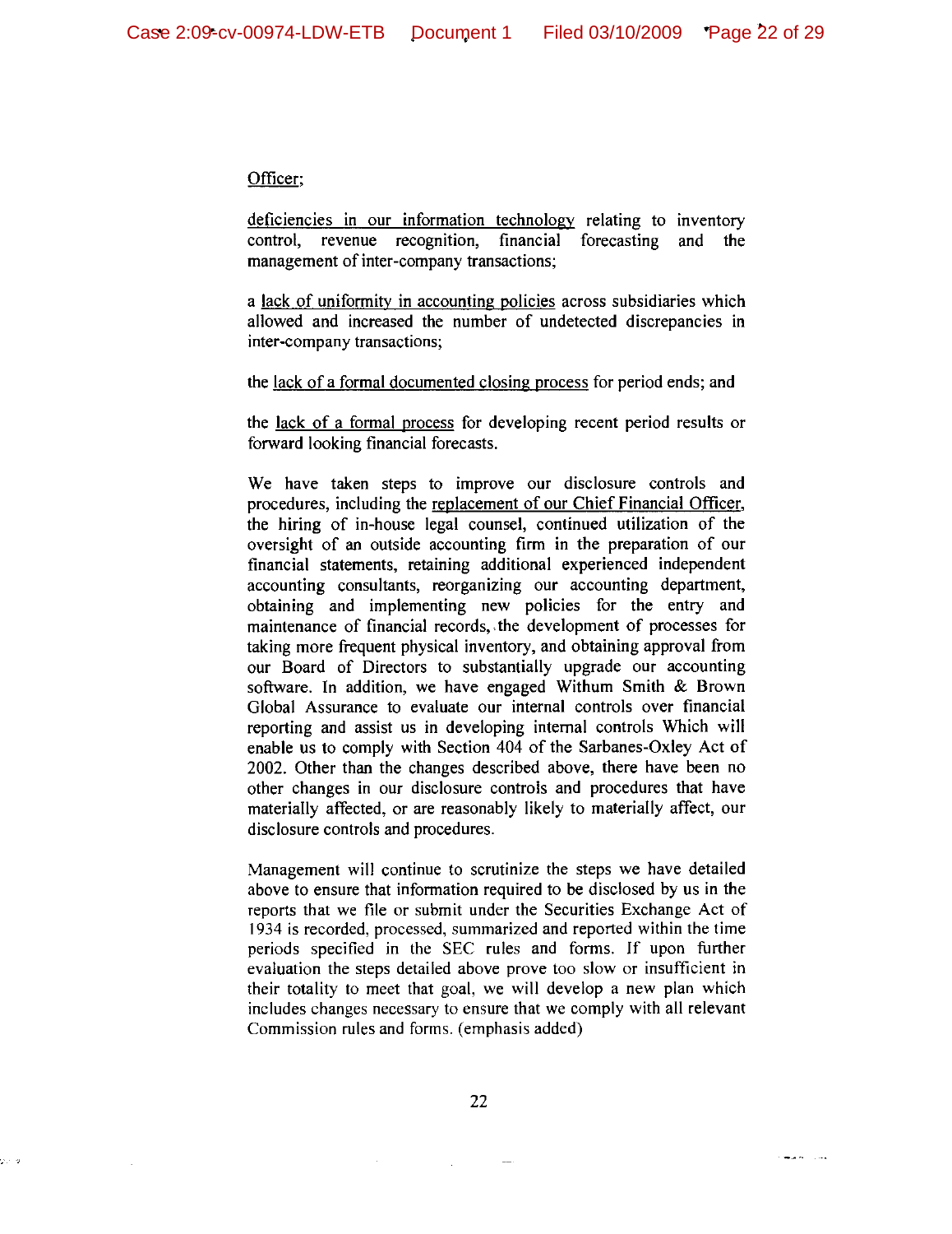Officer;

deficiencies in our information technology relating to inventory control, revenue recognition, financial forecasting and the management of inter-company transactions;

a lack of uniformity in accounting policies across subsidiaries which allowed and increased the number of undetected discrepancies in inter-company transactions;

the lack of a formal documented closing process for period ends; and

the lack of a formal process for developing recent period results or forward looking financial forecasts.

We have taken steps to improve our disclosure controls and procedures, including the replacement of our Chief Financial Officer, the hiring of in-house legal counsel, continued utilization of the oversight of an outside accounting firm in the preparation of our financial statements, retaining additional experienced independent accounting consultants, reorganizing our accounting department, obtaining and implementing new policies for the entry and maintenance of financial records, the development of processes for taking more frequent physical inventory, and obtaining approval from our Board of Directors to substantially upgrade our accounting software. In addition, we have engaged Withum Smith & Brown Global Assurance to evaluate our internal controls over financial reporting and assist us in developing internal controls Which will enable us to comply with Section 404 of the Sarbanes-Oxley Act of 2002. Other than the changes described above, there have been no other changes in our disclosure controls and procedures that have materially affected, or are reasonably likely to materially affect, our disclosure controls and procedures.

Management will continue to scrutinize the steps we have detailed above to ensure that information required to be disclosed by us in the reports that we file or submit under the Securities Exchange Act of 1934 is recorded, processed, summarized and reported within the time periods specified in the SEC rules and forms. If upon further evaluation the steps detailed above prove too slow or insufficient in their totality to meet that goal, we will develop a new plan which includes changes necessary to ensure that we comply with all relevant Commission rules and forms. (emphasis added)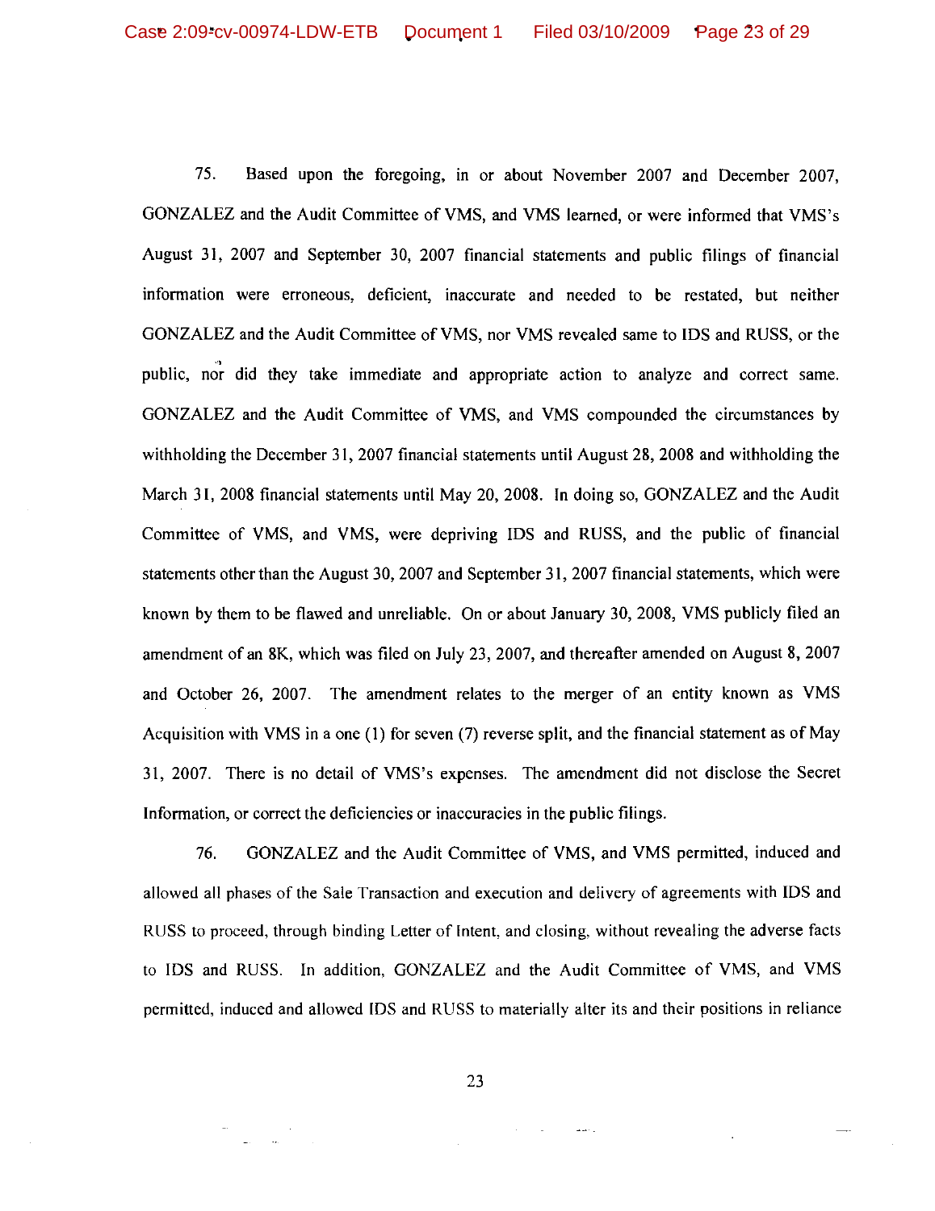75. Based upon the foregoing, in or about November 2007 and December 2007, GONZALEZ and the Audit Committee of VMS, and VMS learned, or were informed that VMS's August 31, 2007 and September 30, 2007 financial statements and public filings of financial information were erroneous, deficient, inaccurate and needed to be restated, but neither GONZALEZ and the Audit Committee of VMS, nor VMS revealed same to IDS and RUSS, or the public, nor did they take immediate and appropriate action to analyze and correct same. GONZALEZ and the Audit Committee of VMS, and VMS compounded the circumstances by withholding the December 31, 2007 financial statements until August 28, 2008 and withholding the March 31, 2008 financial statements until May 20, 2008. In doing so, GONZALEZ and the Audit Committee of VMS, and VMS, were depriving IDS and RUSS, and the public of financial statements other than the August 30, 2007 and September 31, 2007 financial statements, which were known by them to be flawed and unreliable. On or about January 30, 2008, VMS publicly filed an amendment of an 8K, which was filed on July 23, 2007, and thereafter amended on August 8, 2007 and October 26, 2007. The amendment relates to the merger of an entity known as VMS Acquisition with VMS in a one (1) for seven (7) reverse split, and the financial statement as of May 31, 2007. There is no detail of VMS's expenses. The amendment did not disclose the Secret Information, or correct the deficiencies or inaccuracies in the public filings.

76. GONZALEZ and the Audit Committee of VMS, and VMS permitted, induced and allowed all phases of the Sale Transaction and execution and delivery of agreements with IDS and RUSS to proceed, through binding Letter of Intent, and closing, without revealing the adverse facts to IDS and RUSS. In addition, GONZALEZ and the Audit Committee of VMS, and VMS permitted, induced and allowed IDS and RUSS to materially alter its and their positions in reliance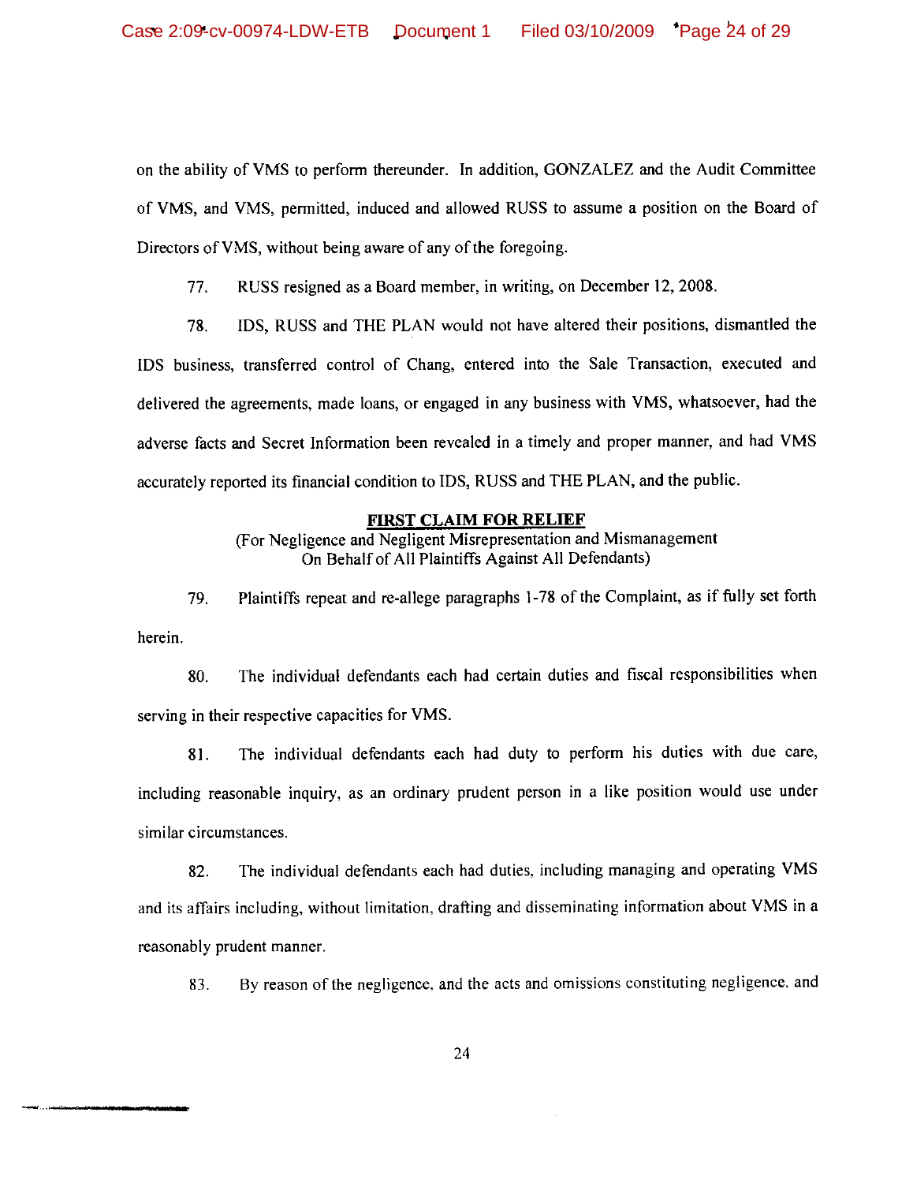on the ability of VMS to perform thereunder. In addition, GONZALEZ and the Audit Committee of VMS, and VMS, permitted, induced and allowed RUSS to assume a position on the Board of Directors of VMS, without being aware of any of the foregoing.

77. RUSS resigned as a Board member, in writing, on December 12, 2008.

78. IDS, RUSS and THE PLAN would not have altered their positions, dismantled the IDS business, transferred control of Chang, entered into the Sale Transaction, executed and delivered the agreements, made loans, or engaged in any business with VMS, whatsoever, had the adverse facts and Secret Information been revealed in a timely and proper manner, and had VMS accurately reported its financial condition to IDS, RUSS and THE PLAN, and the public.

## FIRST CLAIM FOR RELIEF

(For Negligence and Negligent Misrepresentation and Mismanagement On Behalf of All Plaintiffs Against All Defendants)

79. Plaintiffs repeat and re-allege paragraphs 1-78 of the Complaint, as if fully set forth herein.

80. The individual defendants each had certain duties and fiscal responsibilities when serving in their respective capacities for VMS.

81. The individual defendants each had duty to perform his duties with due care, including reasonable inquiry, as an ordinary prudent person in a like position would use under similar circumstances.

82. The individual defendants each had duties, including managing and operating VMS and its affairs including, without limitation, drafting and disseminating information about VMS in a reasonably prudent manner.

83. By reason of the negligence, and the acts and omissions constituting negligence, and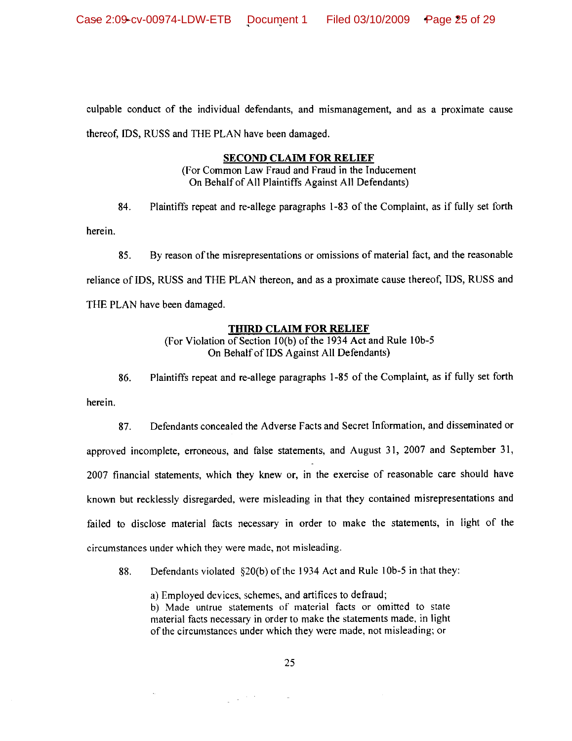culpable conduct of the individual defendants, and mismanagement, and as a proximate cause thereof, IDS, RUSS and THE PLAN have been damaged.

**SECOND CLAIM FOR RELIEF**

(For Common Law Fraud and Fraud in the Inducement
On Behalf of All Plaintiffs Against All Defendants)

84. Plaintiffs repeat and re-allege paragraphs 1-83 of the Complaint, as if fully set forth herein.

85. By reason of the misrepresentations or omissions of material fact, and the reasonable reliance of IDS, RUSS and THE PLAN thereon, and as a proximate cause thereof, IDS, RUSS and THE PLAN have been damaged.

**THIRD CLAIM FOR RELIEF**

(For Violation of Section 10(b) of the 1934 Act and Rule 10b-5
On Behalf of IDS Against All Defendants)

86. Plaintiffs repeat and re-allege paragraphs 1-85 of the Complaint, as if fully set forth herein.

87. Defendants concealed the Adverse Facts and Secret Information, and disseminated or approved incomplete, erroneous, and false statements, and August 31, 2007 and September 31, 2007 financial statements, which they knew or, in the exercise of reasonable care should have known but recklessly disregarded, were misleading in that they contained misrepresentations and failed to disclose material facts necessary in order to make the statements, in light of the circumstances under which they were made, not misleading.

88. Defendants violated §20(b) of the 1934 Act and Rule 10b-5 in that they:

> a) Employed devices, schemes, and artifices to defraud;
> b) Made untrue statements of material facts or omitted to state material facts necessary in order to make the statements made, in light of the circumstances under which they were made, not misleading; or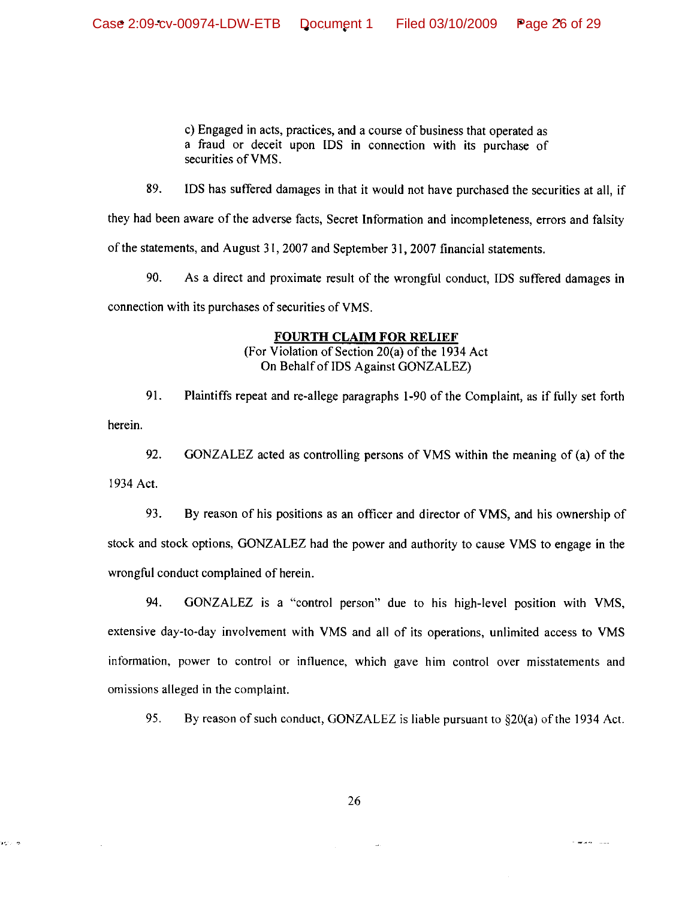c) Engaged in acts, practices, and a course of business that operated as a fraud or deceit upon IDS in connection with its purchase of securities of VMS.

89. IDS has suffered damages in that it would not have purchased the securities at all, if they had been aware of the adverse facts, Secret Information and incompleteness, errors and falsity of the statements, and August 31, 2007 and September 31, 2007 financial statements.

90. As a direct and proximate result of the wrongful conduct, IDS suffered damages in connection with its purchases of securities of VMS.

**FOURTH CLAIM FOR RELIEF**
(For Violation of Section 20(a) of the 1934 Act
On Behalf of IDS Against GONZALEZ)

91. Plaintiffs repeat and re-allege paragraphs 1-90 of the Complaint, as if fully set forth herein.

92. GONZALEZ acted as controlling persons of VMS within the meaning of (a) of the 1934 Act.

93. By reason of his positions as an officer and director of VMS, and his ownership of stock and stock options, GONZALEZ had the power and authority to cause VMS to engage in the wrongful conduct complained of herein.

94. GONZALEZ is a "control person" due to his high-level position with VMS, extensive day-to-day involvement with VMS and all of its operations, unlimited access to VMS information, power to control or influence, which gave him control over misstatements and omissions alleged in the complaint.

95. By reason of such conduct, GONZALEZ is liable pursuant to §20(a) of the 1934 Act.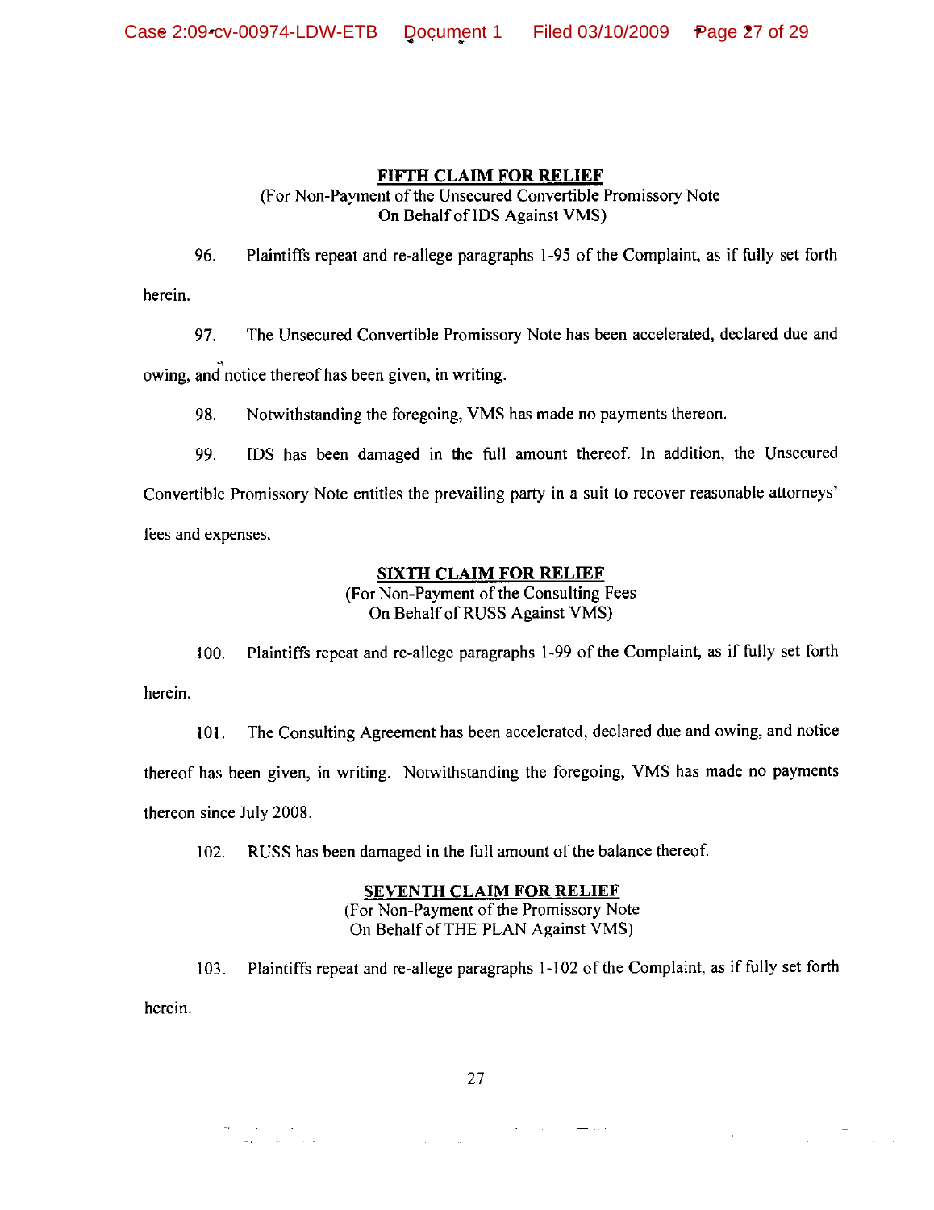**FIFTH CLAIM FOR RELIEF**
(For Non-Payment of the Unsecured Convertible Promissory Note
On Behalf of IDS Against VMS)

96. Plaintiffs repeat and re-allege paragraphs 1-95 of the Complaint, as if fully set forth herein.

97. The Unsecured Convertible Promissory Note has been accelerated, declared due and owing, and notice thereof has been given, in writing.

98. Notwithstanding the foregoing, VMS has made no payments thereon.

99. IDS has been damaged in the full amount thereof. In addition, the Unsecured Convertible Promissory Note entitles the prevailing party in a suit to recover reasonable attorneys' fees and expenses.

**SIXTH CLAIM FOR RELIEF**
(For Non-Payment of the Consulting Fees
On Behalf of RUSS Against VMS)

100. Plaintiffs repeat and re-allege paragraphs 1-99 of the Complaint, as if fully set forth herein.

101. The Consulting Agreement has been accelerated, declared due and owing, and notice thereof has been given, in writing. Notwithstanding the foregoing, VMS has made no payments thereon since July 2008.

102. RUSS has been damaged in the full amount of the balance thereof.

**SEVENTH CLAIM FOR RELIEF**
(For Non-Payment of the Promissory Note
On Behalf of THE PLAN Against VMS)

103. Plaintiffs repeat and re-allege paragraphs 1-102 of the Complaint, as if fully set forth herein.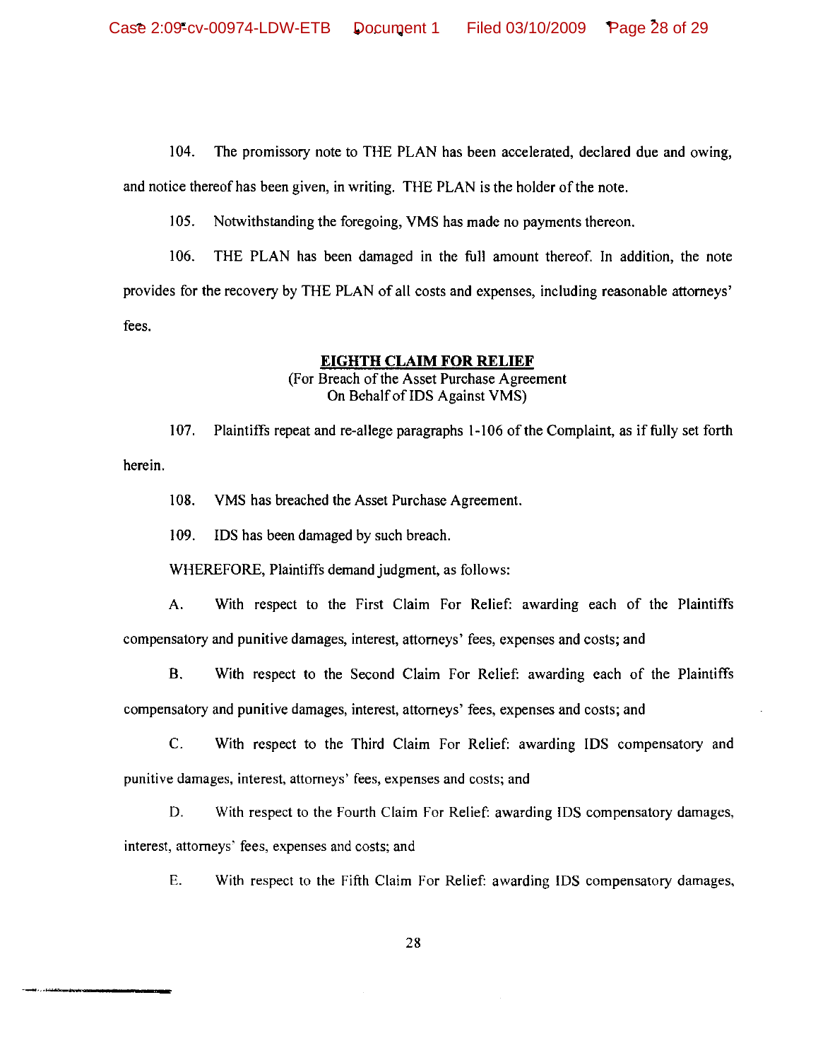104. The promissory note to THE PLAN has been accelerated, declared due and owing, and notice thereof has been given, in writing. THE PLAN is the holder of the note.

105. Notwithstanding the foregoing, VMS has made no payments thereon.

106. THE PLAN has been damaged in the full amount thereof. In addition, the note provides for the recovery by THE PLAN of all costs and expenses, including reasonable attorneys' fees.

**EIGHTH CLAIM FOR RELIEF**
(For Breach of the Asset Purchase Agreement
On Behalf of IDS Against VMS)

107. Plaintiffs repeat and re-allege paragraphs 1-106 of the Complaint, as if fully set forth herein.

108. VMS has breached the Asset Purchase Agreement.

109. IDS has been damaged by such breach.

WHEREFORE, Plaintiffs demand judgment, as follows:

A. With respect to the First Claim For Relief: awarding each of the Plaintiffs compensatory and punitive damages, interest, attorneys' fees, expenses and costs; and

B. With respect to the Second Claim For Relief: awarding each of the Plaintiffs compensatory and punitive damages, interest, attorneys' fees, expenses and costs; and

C. With respect to the Third Claim For Relief: awarding IDS compensatory and punitive damages, interest, attorneys' fees, expenses and costs; and

D. With respect to the Fourth Claim For Relief: awarding IDS compensatory damages, interest, attorneys' fees, expenses and costs; and

E. With respect to the Fifth Claim For Relief: awarding IDS compensatory damages,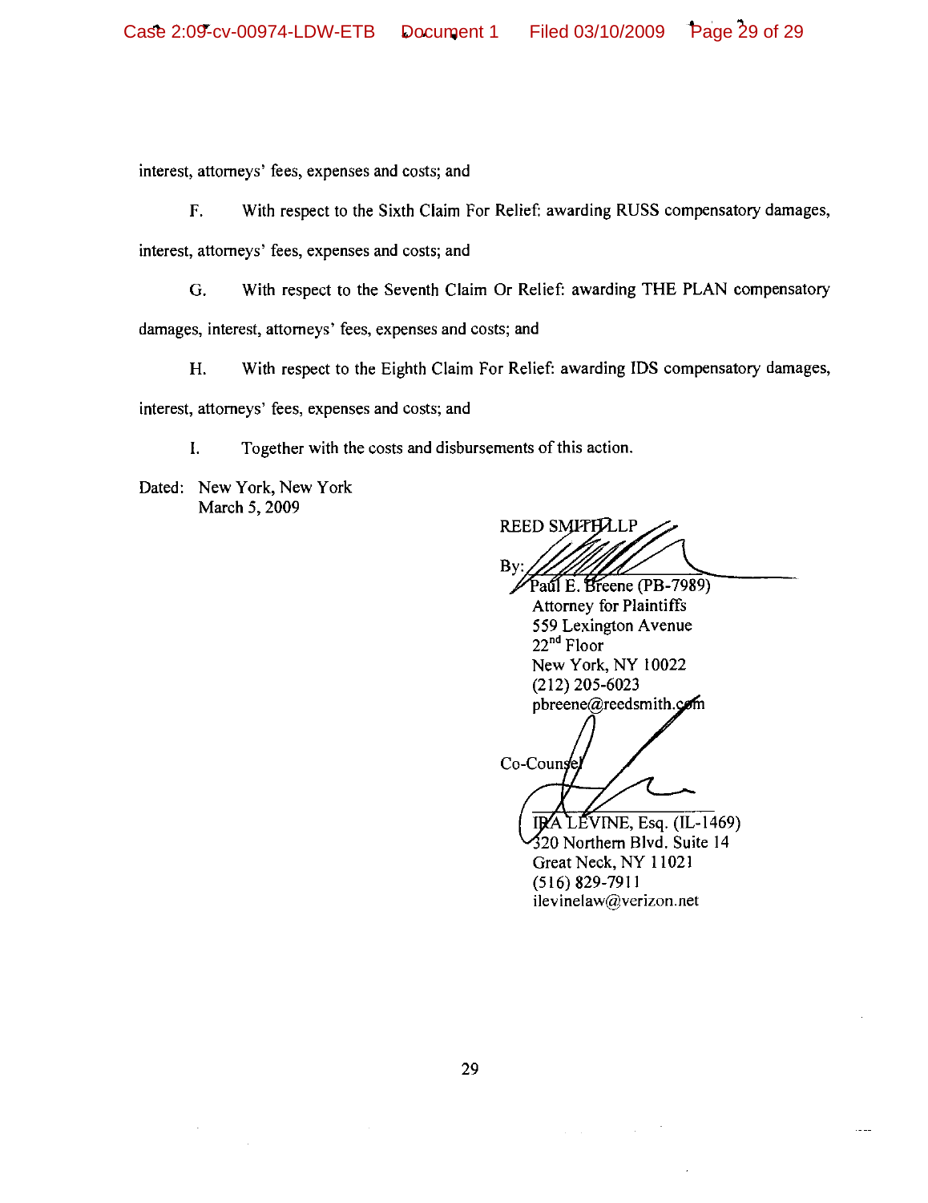interest, attorneys' fees, expenses and costs; and

F. With respect to the Sixth Claim For Relief: awarding RUSS compensatory damages, interest, attorneys' fees, expenses and costs; and

G. With respect to the Seventh Claim Or Relief: awarding THE PLAN compensatory damages, interest, attorneys' fees, expenses and costs; and

H. With respect to the Eighth Claim For Relief: awarding IDS compensatory damages, interest, attorneys' fees, expenses and costs; and

I. Together with the costs and disbursements of this action.

Dated: New York, New York
March 5, 2009

REED SMITH LLP

By: ______________________
Paul E. Breene (PB-7989)
Attorney for Plaintiffs
559 Lexington Avenue
22nd Floor
New York, NY 10022
(212) 205-6023
pbreene@reedsmith.com

Co-Counsel

______________________
IRA LEVINE, Esq. (IL-1469)
320 Northern Blvd. Suite 14
Great Neck, NY 11021
(516) 829-7911
ilevinelaw@verizon.net